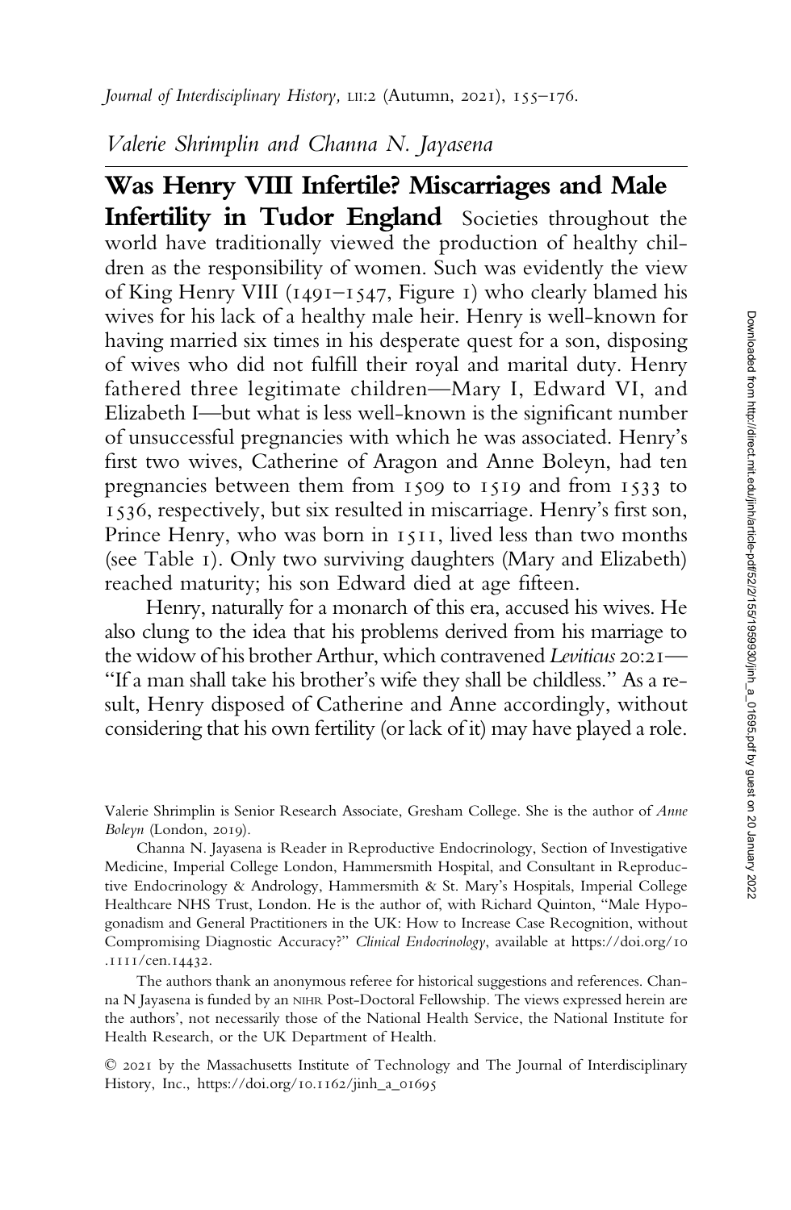*Journal of Interdisciplinary History*, LII:2 (Autumn, 2021), 155–176.

*Valerie Shrimplin and Channa N. Jayasena*

# Was Henry VIII Infertile? Miscarriages and Male Infertility in Tudor England

Societies throughout the world have traditionally viewed the production of healthy children as the responsibility of women. Such was evidently the view of King Henry VIII (1491–1547, Figure 1) who clearly blamed his wives for his lack of a healthy male heir. Henry is well-known for having married six times in his desperate quest for a son, disposing of wives who did not fulfill their royal and marital duty. Henry fathered three legitimate children—Mary I, Edward VI, and Elizabeth I—but what is less well-known is the significant number of unsuccessful pregnancies with which he was associated. Henry's first two wives, Catherine of Aragon and Anne Boleyn, had ten pregnancies between them from 1509 to 1519 and from 1533 to 1536, respectively, but six resulted in miscarriage. Henry's first son, Prince Henry, who was born in 1511, lived less than two months (see Table 1). Only two surviving daughters (Mary and Elizabeth) reached maturity; his son Edward died at age fifteen.

Henry, naturally for a monarch of this era, accused his wives. He also clung to the idea that his problems derived from his marriage to the widow of his brother Arthur, which contravened *Leviticus* 20:21—"If a man shall take his brother's wife they shall be childless." As a result, Henry disposed of Catherine and Anne accordingly, without considering that his own fertility (or lack of it) may have played a role.

Valerie Shrimplin is Senior Research Associate, Gresham College. She is the author of *Anne Boleyn* (London, 2019).

Channa N. Jayasena is Reader in Reproductive Endocrinology, Section of Investigative Medicine, Imperial College London, Hammersmith Hospital, and Consultant in Reproductive Endocrinology & Andrology, Hammersmith & St. Mary's Hospitals, Imperial College Healthcare NHS Trust, London. He is the author of, with Richard Quinton, "Male Hypogonadism and General Practitioners in the UK: How to Increase Case Recognition, without Compromising Diagnostic Accuracy?" *Clinical Endocrinology*, available at https://doi.org/10.1111/cen.14432.

The authors thank an anonymous referee for historical suggestions and references. Channa N Jayasena is funded by an NIHR Post-Doctoral Fellowship. The views expressed herein are the authors', not necessarily those of the National Health Service, the National Institute for Health Research, or the UK Department of Health.

© 2021 by the Massachusetts Institute of Technology and The Journal of Interdisciplinary History, Inc., https://doi.org/10.1162/jinh_a_01695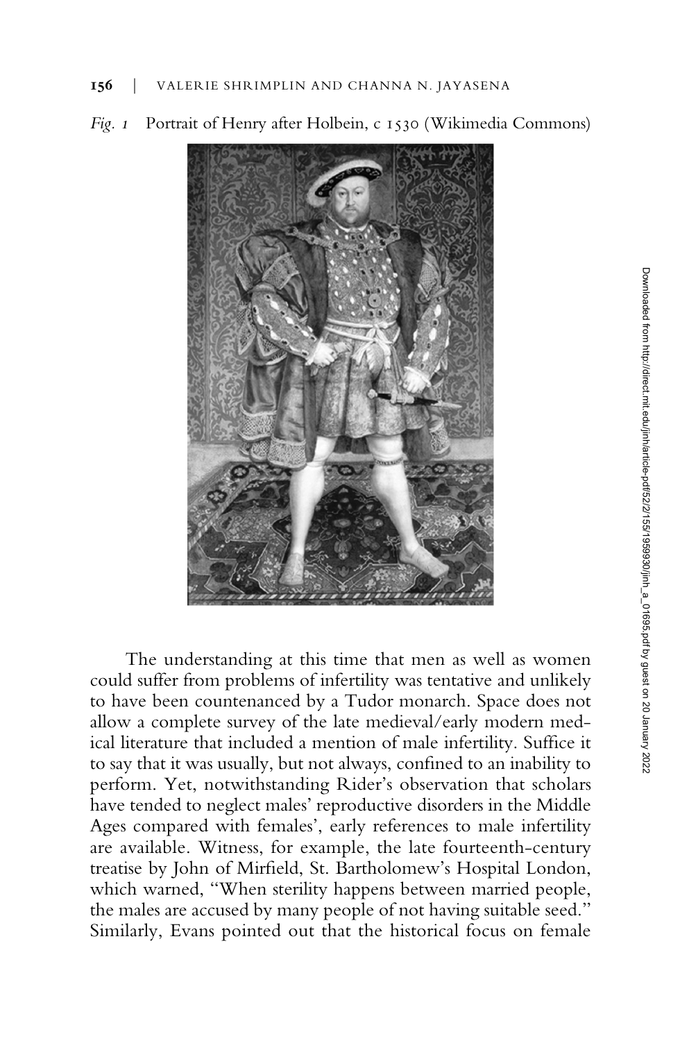*Fig. 1* Portrait of Henry after Holbein, c 1530 (Wikimedia Commons)

The understanding at this time that men as well as women could suffer from problems of infertility was tentative and unlikely to have been countenanced by a Tudor monarch. Space does not allow a complete survey of the late medieval/early modern medical literature that included a mention of male infertility. Suffice it to say that it was usually, but not always, confined to an inability to perform. Yet, notwithstanding Rider's observation that scholars have tended to neglect males' reproductive disorders in the Middle Ages compared with females', early references to male infertility are available. Witness, for example, the late fourteenth-century treatise by John of Mirfield, St. Bartholomew's Hospital London, which warned, "When sterility happens between married people, the males are accused by many people of not having suitable seed." Similarly, Evans pointed out that the historical focus on female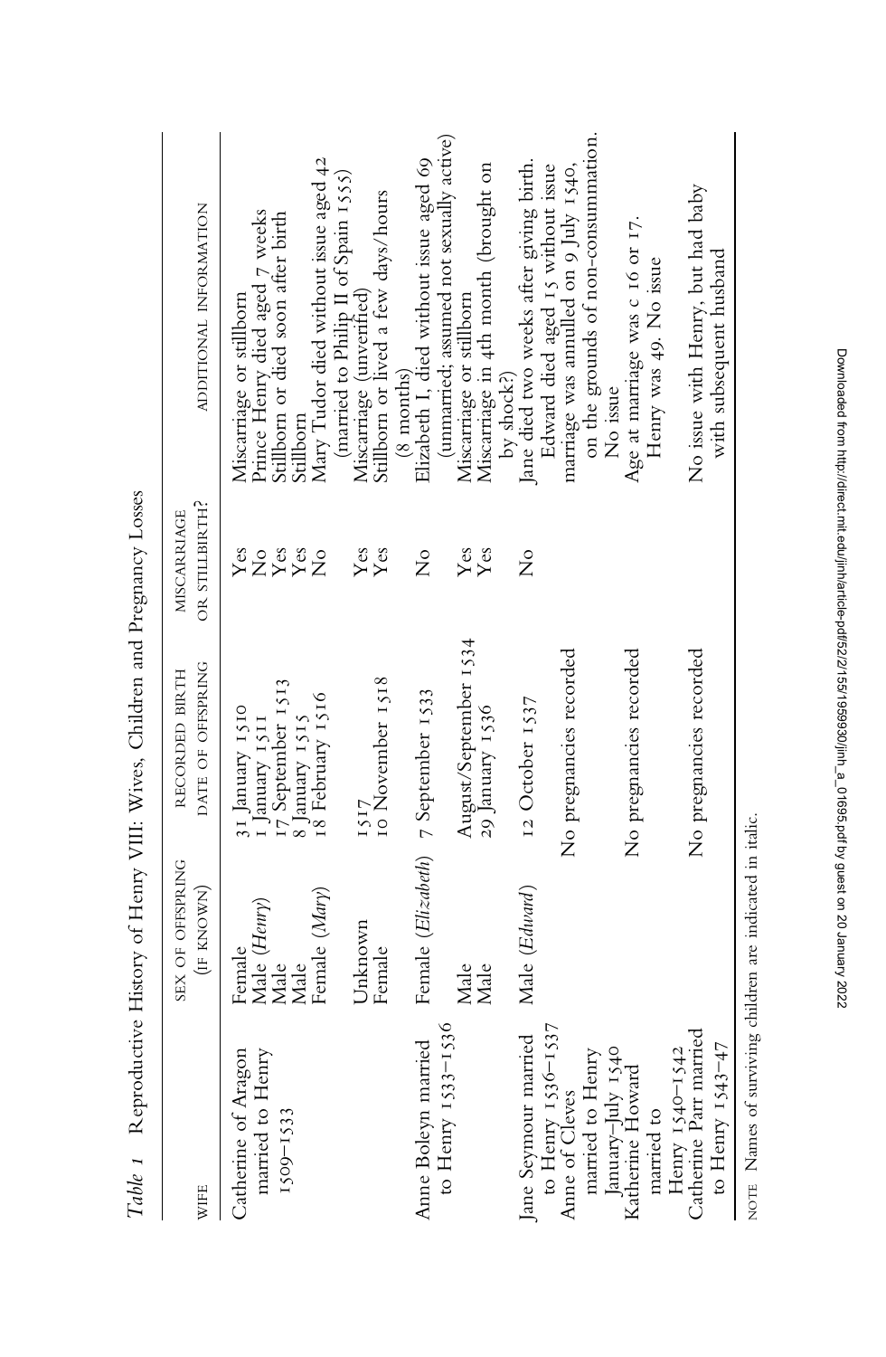*Table 1* Reproductive History of Henry VIII: Wives, Children and Pregnancy Losses

| WIFE | SEX OF OFFSPRING (IF KNOWN) | RECORDED BIRTH DATE OF OFFSPRING | MISCARRIAGE OR STILLBIRTH? | ADDITIONAL INFORMATION |
|---|---|---|---|---|
| Catherine of Aragon married to Henry 1509–1533 | Female | 31 January 1510 | Yes | Miscarriage or stillborn |
| | Male (*Henry*) | 1 January 1511 | No | Prince Henry died aged 7 weeks |
| | Male | 17 September 1513 | Yes | Stillborn or died soon after birth |
| | Male | 8 January 1515 | Yes | Stillborn |
| | Female (*Mary*) | 18 February 1516 | No | Mary Tudor died without issue aged 42 (married to Philip II of Spain 1555) |
| | Unknown | 1517 | Yes | Miscarriage (unverified) |
| | Female | 10 November 1518 | Yes | Stillborn or lived a few days/hours (8 months) |
| Anne Boleyn married to Henry 1533–1536 | Female (*Elizabeth*) | 7 September 1533 | No | Elizabeth I, died without issue aged 69 (unmarried; assumed not sexually active) |
| | Male | August/September 1534 | Yes | Miscarriage or stillborn |
| | Male | 29 January 1536 | Yes | Miscarriage in 4th month (brought on by shock?) |
| Jane Seymour married to Henry 1536–1537 | Male (*Edward*) | 12 October 1537 | No | Jane died two weeks after giving birth. Edward died aged 15 without issue |
| Anne of Cleves married to Henry January–July 1540 | | No pregnancies recorded | | marriage was annulled on 9 July 1540, on the grounds of non-consummation. No issue |
| Katherine Howard married to Henry 1540–1542 | | No pregnancies recorded | | Age at marriage was c 16 or 17. Henry was 49. No issue |
| Catherine Parr married to Henry 1543–47 | | No pregnancies recorded | | No issue with Henry, but had baby with subsequent husband |

NOTE Names of surviving children are indicated in italic.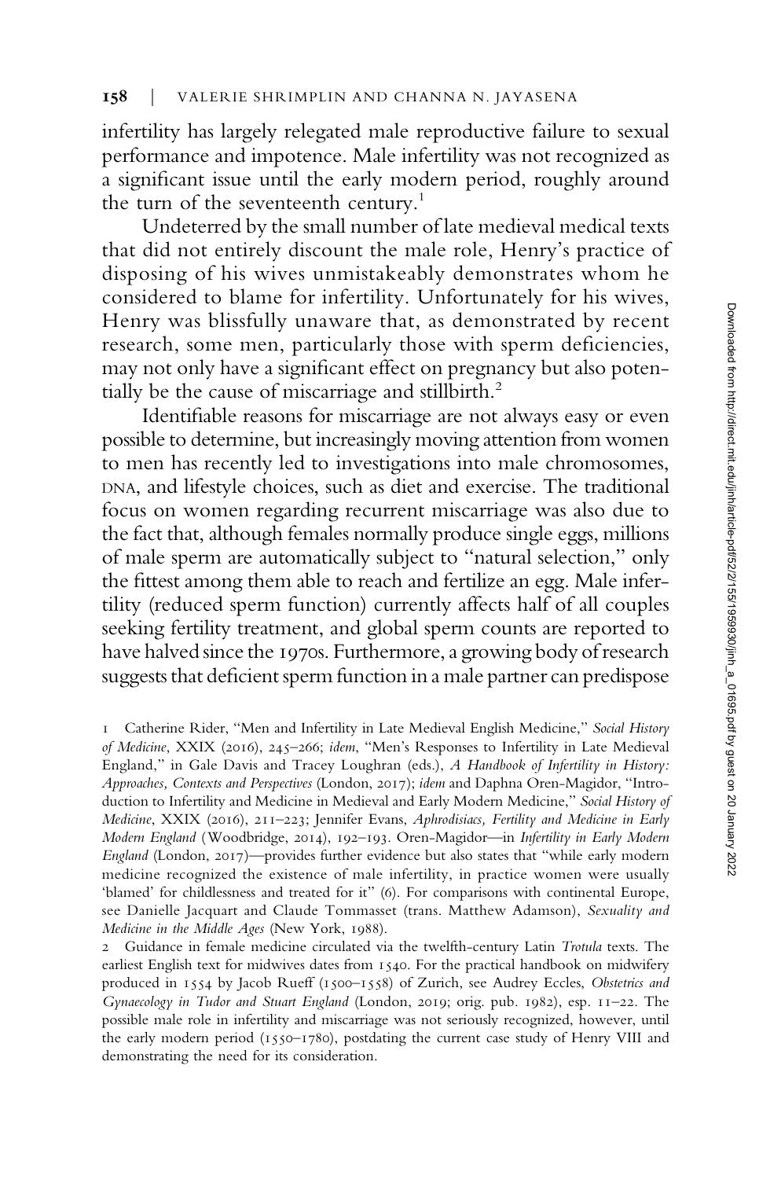infertility has largely relegated male reproductive failure to sexual performance and impotence. Male infertility was not recognized as a significant issue until the early modern period, roughly around the turn of the seventeenth century.[1]

Undeterred by the small number of late medieval medical texts that did not entirely discount the male role, Henry's practice of disposing of his wives unmistakeably demonstrates whom he considered to blame for infertility. Unfortunately for his wives, Henry was blissfully unaware that, as demonstrated by recent research, some men, particularly those with sperm deficiencies, may not only have a significant effect on pregnancy but also potentially be the cause of miscarriage and stillbirth.[2]

Identifiable reasons for miscarriage are not always easy or even possible to determine, but increasingly moving attention from women to men has recently led to investigations into male chromosomes, DNA, and lifestyle choices, such as diet and exercise. The traditional focus on women regarding recurrent miscarriage was also due to the fact that, although females normally produce single eggs, millions of male sperm are automatically subject to "natural selection," only the fittest among them able to reach and fertilize an egg. Male infertility (reduced sperm function) currently affects half of all couples seeking fertility treatment, and global sperm counts are reported to have halved since the 1970s. Furthermore, a growing body of research suggests that deficient sperm function in a male partner can predispose

1 Catherine Rider, "Men and Infertility in Late Medieval English Medicine," *Social History of Medicine*, XXIX (2016), 245–266; *idem*, "Men's Responses to Infertility in Late Medieval England," in Gale Davis and Tracey Loughran (eds.), *A Handbook of Infertility in History: Approaches, Contexts and Perspectives* (London, 2017); *idem* and Daphna Oren-Magidor, "Introduction to Infertility and Medicine in Medieval and Early Modern Medicine," *Social History of Medicine*, XXIX (2016), 211–223; Jennifer Evans, *Aphrodisiacs, Fertility and Medicine in Early Modern England* (Woodbridge, 2014), 192–193. Oren-Magidor—in *Infertility in Early Modern England* (London, 2017)—provides further evidence but also states that "while early modern medicine recognized the existence of male infertility, in practice women were usually 'blamed' for childlessness and treated for it" (6). For comparisons with continental Europe, see Danielle Jacquart and Claude Tommasset (trans. Matthew Adamson), *Sexuality and Medicine in the Middle Ages* (New York, 1988).

2 Guidance in female medicine circulated via the twelfth-century Latin *Trotula* texts. The earliest English text for midwives dates from 1540. For the practical handbook on midwifery produced in 1554 by Jacob Rueff (1500–1558) of Zurich, see Audrey Eccles, *Obstetrics and Gynaecology in Tudor and Stuart England* (London, 2019; orig. pub. 1982), esp. 11–22. The possible male role in infertility and miscarriage was not seriously recognized, however, until the early modern period (1550–1780), postdating the current case study of Henry VIII and demonstrating the need for its consideration.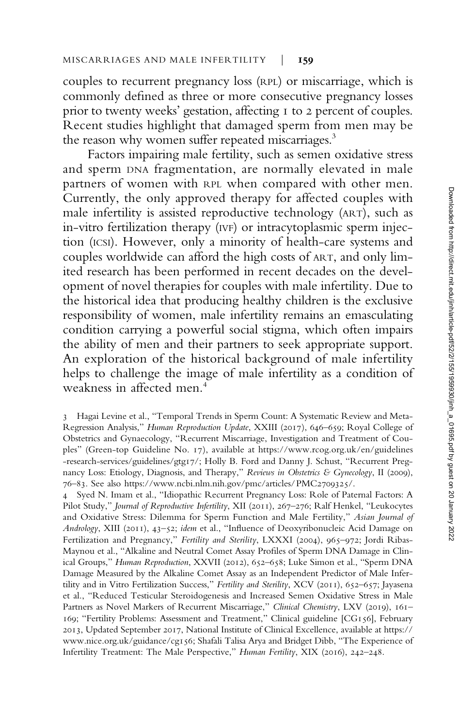couples to recurrent pregnancy loss (RPL) or miscarriage, which is commonly defined as three or more consecutive pregnancy losses prior to twenty weeks' gestation, affecting 1 to 2 percent of couples. Recent studies highlight that damaged sperm from men may be the reason why women suffer repeated miscarriages.[3]

Factors impairing male fertility, such as semen oxidative stress and sperm DNA fragmentation, are normally elevated in male partners of women with RPL when compared with other men. Currently, the only approved therapy for affected couples with male infertility is assisted reproductive technology (ART), such as in-vitro fertilization therapy (IVF) or intracytoplasmic sperm injection (ICSI). However, only a minority of health-care systems and couples worldwide can afford the high costs of ART, and only limited research has been performed in recent decades on the development of novel therapies for couples with male infertility. Due to the historical idea that producing healthy children is the exclusive responsibility of women, male infertility remains an emasculating condition carrying a powerful social stigma, which often impairs the ability of men and their partners to seek appropriate support. An exploration of the historical background of male infertility helps to challenge the image of male infertility as a condition of weakness in affected men.[4]

3 Hagai Levine et al., "Temporal Trends in Sperm Count: A Systematic Review and Meta-Regression Analysis," *Human Reproduction Update*, XXIII (2017), 646–659; Royal College of Obstetrics and Gynaecology, "Recurrent Miscarriage, Investigation and Treatment of Couples" (Green-top Guideline No. 17), available at https://www.rcog.org.uk/en/guidelines-research-services/guidelines/gtg17/; Holly B. Ford and Danny J. Schust, "Recurrent Pregnancy Loss: Etiology, Diagnosis, and Therapy," *Reviews in Obstetrics & Gynecology*, II (2009), 76–83. See also https://www.ncbi.nlm.nih.gov/pmc/articles/PMC2709325/.

4 Syed N. Imam et al., "Idiopathic Recurrent Pregnancy Loss: Role of Paternal Factors: A Pilot Study," *Journal of Reproductive Infertility*, XII (2011), 267–276; Ralf Henkel, "Leukocytes and Oxidative Stress: Dilemma for Sperm Function and Male Fertility," *Asian Journal of Andrology*, XIII (2011), 43–52; *idem* et al., "Influence of Deoxyribonucleic Acid Damage on Fertilization and Pregnancy," *Fertility and Sterility*, LXXXI (2004), 965–972; Jordi Ribas-Maynou et al., "Alkaline and Neutral Comet Assay Profiles of Sperm DNA Damage in Clinical Groups," *Human Reproduction*, XXVII (2012), 652–658; Luke Simon et al., "Sperm DNA Damage Measured by the Alkaline Comet Assay as an Independent Predictor of Male Infertility and in Vitro Fertilization Success," *Fertility and Sterility*, XCV (2011), 652–657; Jayasena et al., "Reduced Testicular Steroidogenesis and Increased Semen Oxidative Stress in Male Partners as Novel Markers of Recurrent Miscarriage," *Clinical Chemistry*, LXV (2019), 161–169; "Fertility Problems: Assessment and Treatment," Clinical guideline [CG156], February 2013, Updated September 2017, National Institute of Clinical Excellence, available at https://www.nice.org.uk/guidance/cg156; Shafali Talisa Arya and Bridget Dibb, "The Experience of Infertility Treatment: The Male Perspective," *Human Fertility*, XIX (2016), 242–248.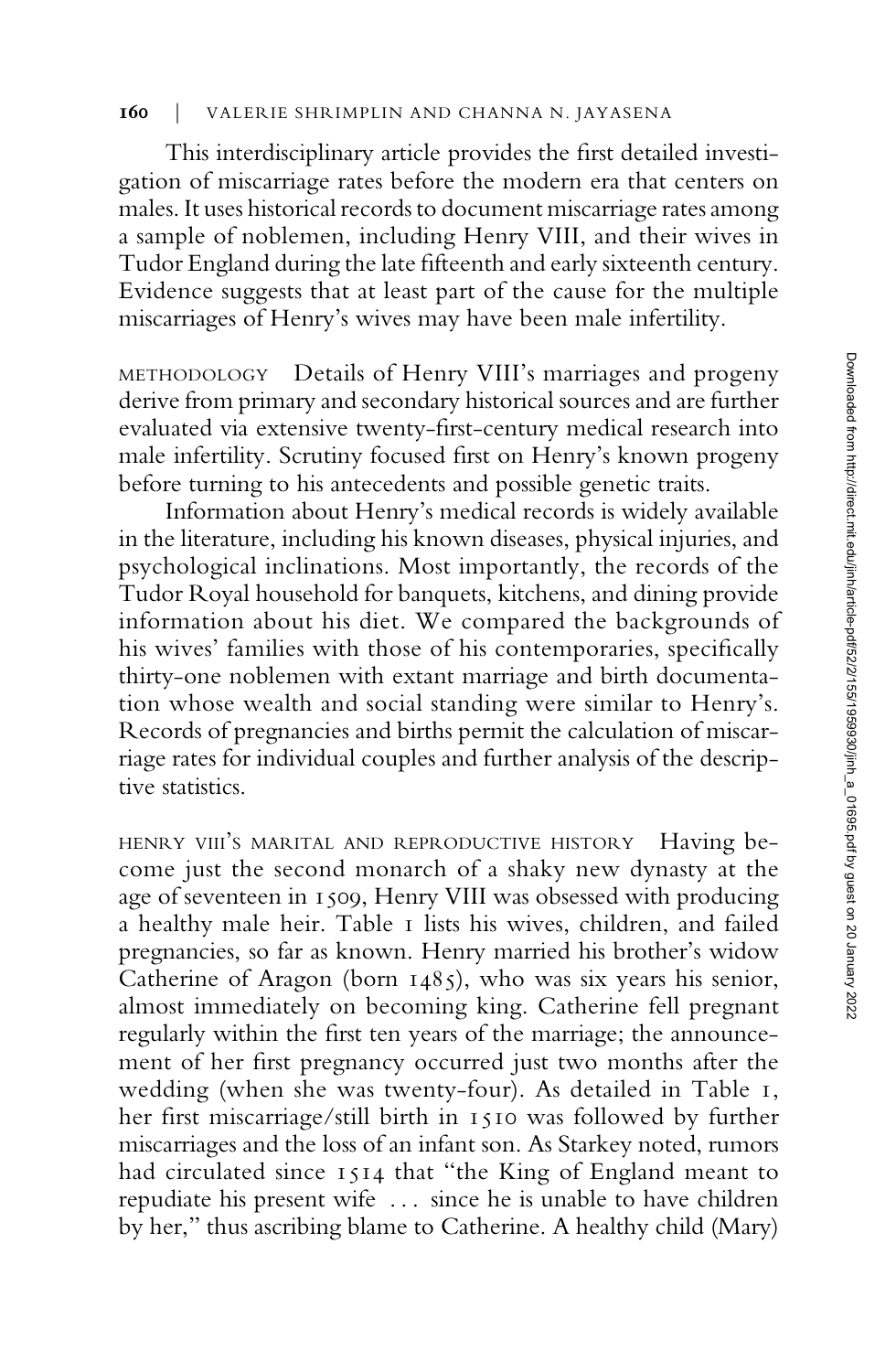This interdisciplinary article provides the first detailed investigation of miscarriage rates before the modern era that centers on males. It uses historical records to document miscarriage rates among a sample of noblemen, including Henry VIII, and their wives in Tudor England during the late fifteenth and early sixteenth century. Evidence suggests that at least part of the cause for the multiple miscarriages of Henry's wives may have been male infertility.

METHODOLOGY Details of Henry VIII's marriages and progeny derive from primary and secondary historical sources and are further evaluated via extensive twenty-first-century medical research into male infertility. Scrutiny focused first on Henry's known progeny before turning to his antecedents and possible genetic traits.

Information about Henry's medical records is widely available in the literature, including his known diseases, physical injuries, and psychological inclinations. Most importantly, the records of the Tudor Royal household for banquets, kitchens, and dining provide information about his diet. We compared the backgrounds of his wives' families with those of his contemporaries, specifically thirty-one noblemen with extant marriage and birth documentation whose wealth and social standing were similar to Henry's. Records of pregnancies and births permit the calculation of miscarriage rates for individual couples and further analysis of the descriptive statistics.

HENRY VIII'S MARITAL AND REPRODUCTIVE HISTORY Having become just the second monarch of a shaky new dynasty at the age of seventeen in 1509, Henry VIII was obsessed with producing a healthy male heir. Table 1 lists his wives, children, and failed pregnancies, so far as known. Henry married his brother's widow Catherine of Aragon (born 1485), who was six years his senior, almost immediately on becoming king. Catherine fell pregnant regularly within the first ten years of the marriage; the announcement of her first pregnancy occurred just two months after the wedding (when she was twenty-four). As detailed in Table 1, her first miscarriage/still birth in 1510 was followed by further miscarriages and the loss of an infant son. As Starkey noted, rumors had circulated since 1514 that "the King of England meant to repudiate his present wife ... since he is unable to have children by her," thus ascribing blame to Catherine. A healthy child (Mary)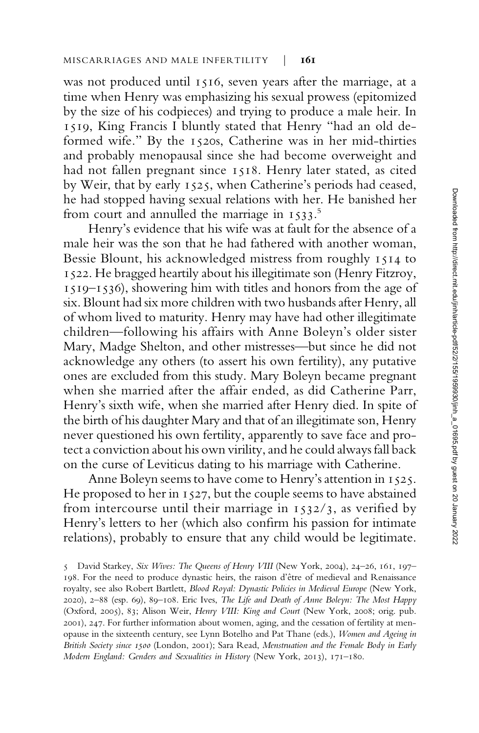was not produced until 1516, seven years after the marriage, at a time when Henry was emphasizing his sexual prowess (epitomized by the size of his codpieces) and trying to produce a male heir. In 1519, King Francis I bluntly stated that Henry "had an old deformed wife." By the 1520s, Catherine was in her mid-thirties and probably menopausal since she had become overweight and had not fallen pregnant since 1518. Henry later stated, as cited by Weir, that by early 1525, when Catherine's periods had ceased, he had stopped having sexual relations with her. He banished her from court and annulled the marriage in 1533.[5]

Henry's evidence that his wife was at fault for the absence of a male heir was the son that he had fathered with another woman, Bessie Blount, his acknowledged mistress from roughly 1514 to 1522. He bragged heartily about his illegitimate son (Henry Fitzroy, 1519–1536), showering him with titles and honors from the age of six. Blount had six more children with two husbands after Henry, all of whom lived to maturity. Henry may have had other illegitimate children—following his affairs with Anne Boleyn's older sister Mary, Madge Shelton, and other mistresses—but since he did not acknowledge any others (to assert his own fertility), any putative ones are excluded from this study. Mary Boleyn became pregnant when she married after the affair ended, as did Catherine Parr, Henry's sixth wife, when she married after Henry died. In spite of the birth of his daughter Mary and that of an illegitimate son, Henry never questioned his own fertility, apparently to save face and protect a conviction about his own virility, and he could always fall back on the curse of Leviticus dating to his marriage with Catherine.

Anne Boleyn seems to have come to Henry's attention in 1525. He proposed to her in 1527, but the couple seems to have abstained from intercourse until their marriage in 1532/3, as verified by Henry's letters to her (which also confirm his passion for intimate relations), probably to ensure that any child would be legitimate.

5 David Starkey, *Six Wives: The Queens of Henry VIII* (New York, 2004), 24–26, 161, 197–198. For the need to produce dynastic heirs, the raison d'être of medieval and Renaissance royalty, see also Robert Bartlett, *Blood Royal: Dynastic Policies in Medieval Europe* (New York, 2020), 2–88 (esp. 69), 89–108. Eric Ives, *The Life and Death of Anne Boleyn: The Most Happy* (Oxford, 2005), 83; Alison Weir, *Henry VIII: King and Court* (New York, 2008; orig. pub. 2001), 247. For further information about women, aging, and the cessation of fertility at menopause in the sixteenth century, see Lynn Botelho and Pat Thane (eds.), *Women and Ageing in British Society since 1500* (London, 2001); Sara Read, *Menstruation and the Female Body in Early Modern England: Genders and Sexualities in History* (New York, 2013), 171–180.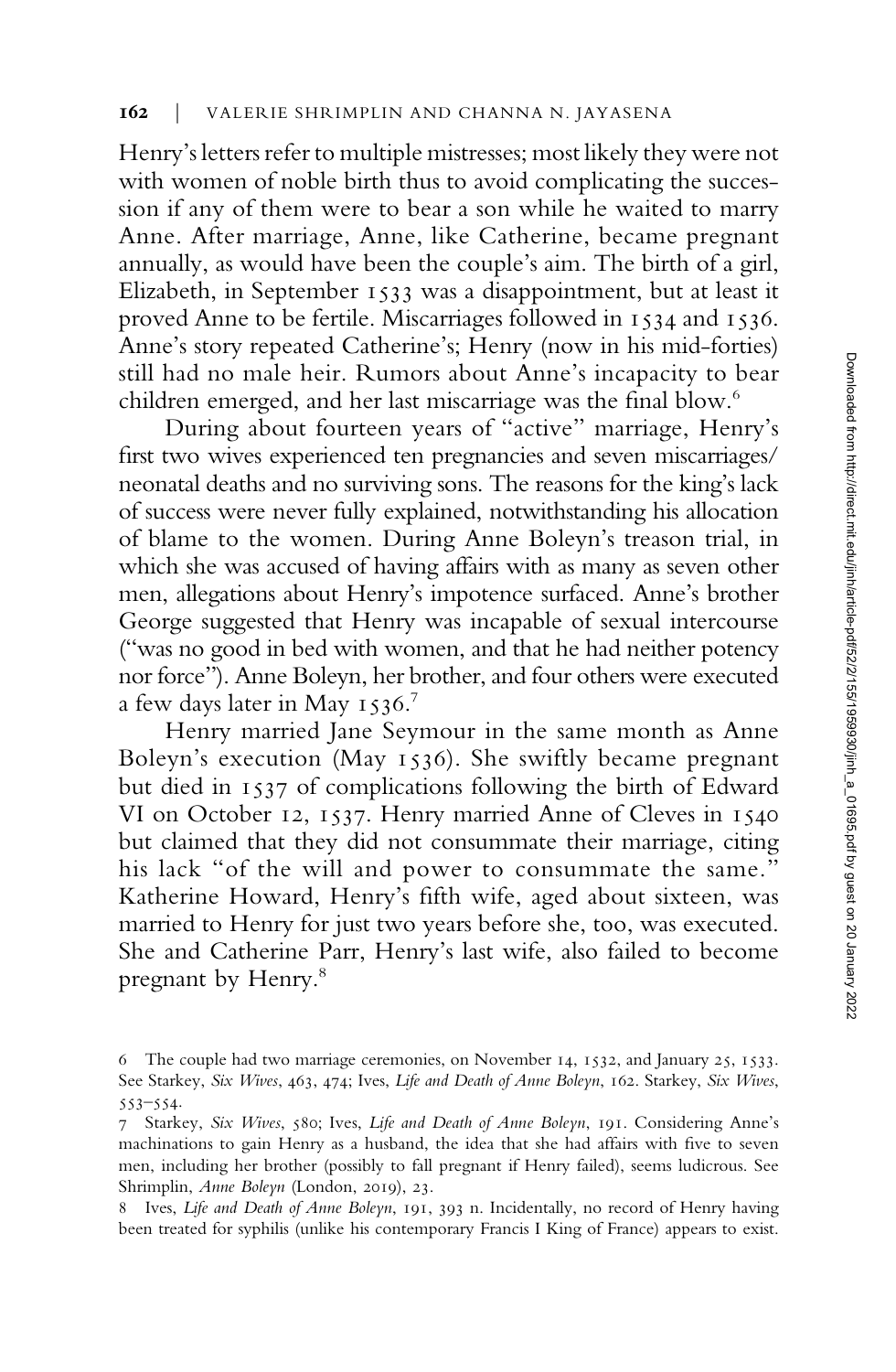Henry's letters refer to multiple mistresses; most likely they were not with women of noble birth thus to avoid complicating the succession if any of them were to bear a son while he waited to marry Anne. After marriage, Anne, like Catherine, became pregnant annually, as would have been the couple's aim. The birth of a girl, Elizabeth, in September 1533 was a disappointment, but at least it proved Anne to be fertile. Miscarriages followed in 1534 and 1536. Anne's story repeated Catherine's; Henry (now in his mid-forties) still had no male heir. Rumors about Anne's incapacity to bear children emerged, and her last miscarriage was the final blow.[6]

During about fourteen years of "active" marriage, Henry's first two wives experienced ten pregnancies and seven miscarriages/neonatal deaths and no surviving sons. The reasons for the king's lack of success were never fully explained, notwithstanding his allocation of blame to the women. During Anne Boleyn's treason trial, in which she was accused of having affairs with as many as seven other men, allegations about Henry's impotence surfaced. Anne's brother George suggested that Henry was incapable of sexual intercourse ("was no good in bed with women, and that he had neither potency nor force"). Anne Boleyn, her brother, and four others were executed a few days later in May 1536.[7]

Henry married Jane Seymour in the same month as Anne Boleyn's execution (May 1536). She swiftly became pregnant but died in 1537 of complications following the birth of Edward VI on October 12, 1537. Henry married Anne of Cleves in 1540 but claimed that they did not consummate their marriage, citing his lack "of the will and power to consummate the same." Katherine Howard, Henry's fifth wife, aged about sixteen, was married to Henry for just two years before she, too, was executed. She and Catherine Parr, Henry's last wife, also failed to become pregnant by Henry.[8]

6 The couple had two marriage ceremonies, on November 14, 1532, and January 25, 1533. See Starkey, *Six Wives*, 463, 474; Ives, *Life and Death of Anne Boleyn*, 162. Starkey, *Six Wives*, 553–554.

7 Starkey, *Six Wives*, 580; Ives, *Life and Death of Anne Boleyn*, 191. Considering Anne's machinations to gain Henry as a husband, the idea that she had affairs with five to seven men, including her brother (possibly to fall pregnant if Henry failed), seems ludicrous. See Shrimplin, *Anne Boleyn* (London, 2019), 23.

8 Ives, *Life and Death of Anne Boleyn*, 191, 393 n. Incidentally, no record of Henry having been treated for syphilis (unlike his contemporary Francis I King of France) appears to exist.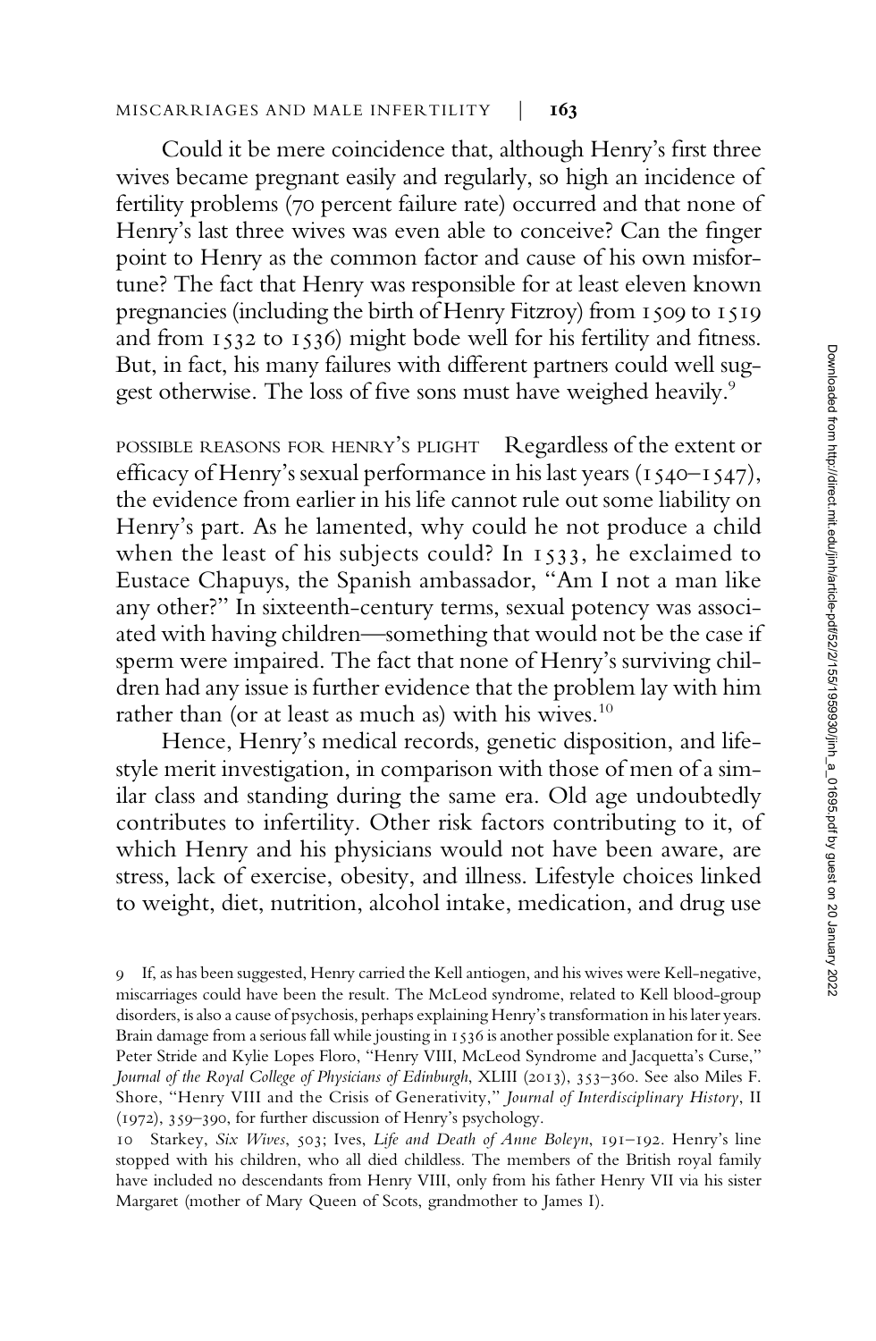Could it be mere coincidence that, although Henry's first three wives became pregnant easily and regularly, so high an incidence of fertility problems (70 percent failure rate) occurred and that none of Henry's last three wives was even able to conceive? Can the finger point to Henry as the common factor and cause of his own misfortune? The fact that Henry was responsible for at least eleven known pregnancies (including the birth of Henry Fitzroy) from 1509 to 1519 and from 1532 to 1536) might bode well for his fertility and fitness. But, in fact, his many failures with different partners could well suggest otherwise. The loss of five sons must have weighed heavily.[9]

POSSIBLE REASONS FOR HENRY'S PLIGHT Regardless of the extent or efficacy of Henry's sexual performance in his last years (1540–1547), the evidence from earlier in his life cannot rule out some liability on Henry's part. As he lamented, why could he not produce a child when the least of his subjects could? In 1533, he exclaimed to Eustace Chapuys, the Spanish ambassador, "Am I not a man like any other?" In sixteenth-century terms, sexual potency was associated with having children—something that would not be the case if sperm were impaired. The fact that none of Henry's surviving children had any issue is further evidence that the problem lay with him rather than (or at least as much as) with his wives.[10]

Hence, Henry's medical records, genetic disposition, and lifestyle merit investigation, in comparison with those of men of a similar class and standing during the same era. Old age undoubtedly contributes to infertility. Other risk factors contributing to it, of which Henry and his physicians would not have been aware, are stress, lack of exercise, obesity, and illness. Lifestyle choices linked to weight, diet, nutrition, alcohol intake, medication, and drug use

9 If, as has been suggested, Henry carried the Kell antiogen, and his wives were Kell-negative, miscarriages could have been the result. The McLeod syndrome, related to Kell blood-group disorders, is also a cause of psychosis, perhaps explaining Henry's transformation in his later years. Brain damage from a serious fall while jousting in 1536 is another possible explanation for it. See Peter Stride and Kylie Lopes Floro, "Henry VIII, McLeod Syndrome and Jacquetta's Curse," *Journal of the Royal College of Physicians of Edinburgh*, XLIII (2013), 353–360. See also Miles F. Shore, "Henry VIII and the Crisis of Generativity," *Journal of Interdisciplinary History*, II (1972), 359–390, for further discussion of Henry's psychology.

10 Starkey, *Six Wives*, 503; Ives, *Life and Death of Anne Boleyn*, 191–192. Henry's line stopped with his children, who all died childless. The members of the British royal family have included no descendants from Henry VIII, only from his father Henry VII via his sister Margaret (mother of Mary Queen of Scots, grandmother to James I).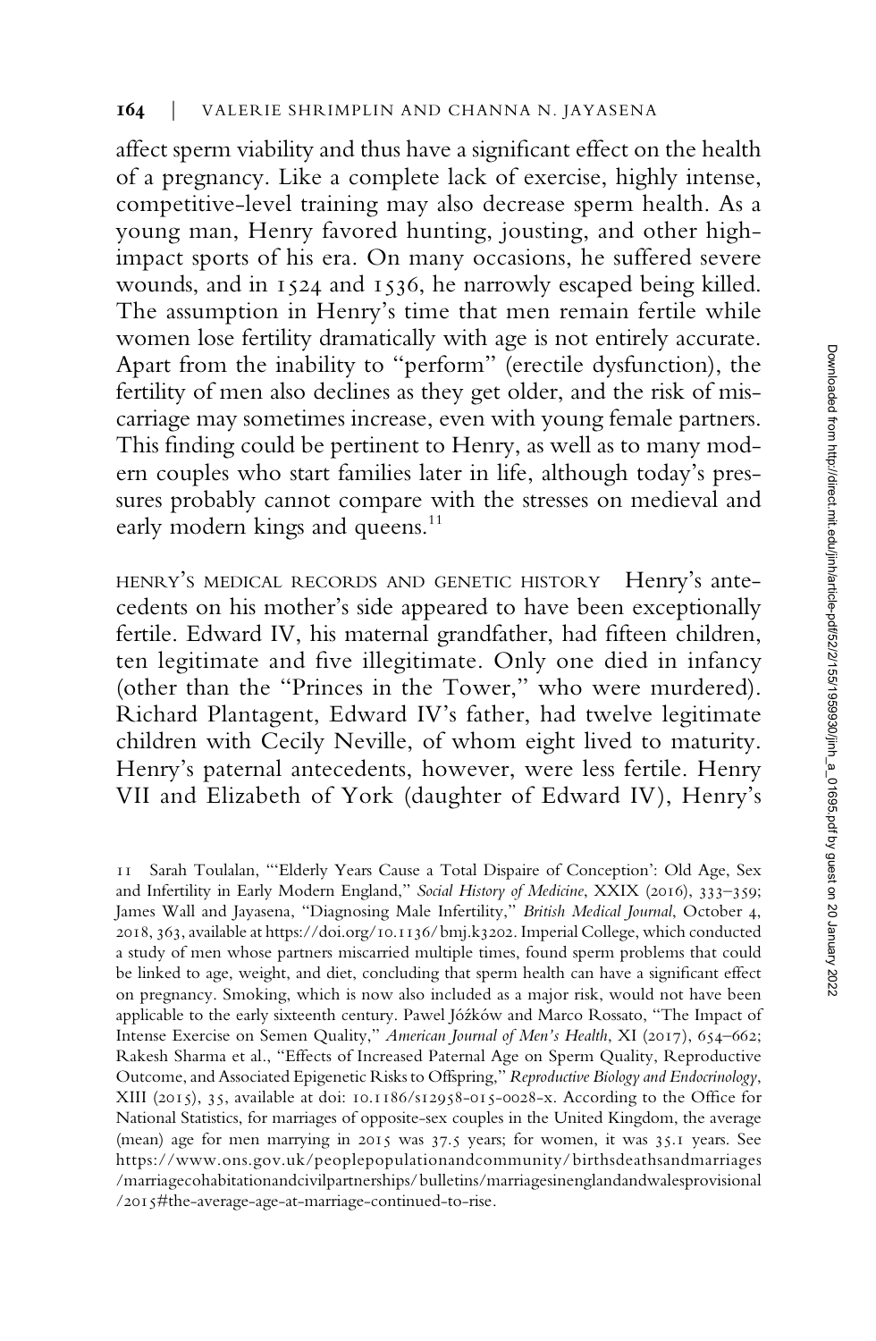affect sperm viability and thus have a significant effect on the health of a pregnancy. Like a complete lack of exercise, highly intense, competitive-level training may also decrease sperm health. As a young man, Henry favored hunting, jousting, and other high-impact sports of his era. On many occasions, he suffered severe wounds, and in 1524 and 1536, he narrowly escaped being killed. The assumption in Henry's time that men remain fertile while women lose fertility dramatically with age is not entirely accurate. Apart from the inability to "perform" (erectile dysfunction), the fertility of men also declines as they get older, and the risk of miscarriage may sometimes increase, even with young female partners. This finding could be pertinent to Henry, as well as to many modern couples who start families later in life, although today's pressures probably cannot compare with the stresses on medieval and early modern kings and queens.[11]

HENRY'S MEDICAL RECORDS AND GENETIC HISTORY Henry's antecedents on his mother's side appeared to have been exceptionally fertile. Edward IV, his maternal grandfather, had fifteen children, ten legitimate and five illegitimate. Only one died in infancy (other than the "Princes in the Tower," who were murdered). Richard Plantagent, Edward IV's father, had twelve legitimate children with Cecily Neville, of whom eight lived to maturity. Henry's paternal antecedents, however, were less fertile. Henry VII and Elizabeth of York (daughter of Edward IV), Henry's

11 Sarah Toulalan, "'Elderly Years Cause a Total Dispaire of Conception': Old Age, Sex and Infertility in Early Modern England," *Social History of Medicine*, XXIX (2016), 333–359; James Wall and Jayasena, "Diagnosing Male Infertility," *British Medical Journal*, October 4, 2018, 363, available at https://doi.org/10.1136/bmj.k3202. Imperial College, which conducted a study of men whose partners miscarried multiple times, found sperm problems that could be linked to age, weight, and diet, concluding that sperm health can have a significant effect on pregnancy. Smoking, which is now also included as a major risk, would not have been applicable to the early sixteenth century. Pawel Jóźków and Marco Rossato, "The Impact of Intense Exercise on Semen Quality," *American Journal of Men's Health*, XI (2017), 654–662; Rakesh Sharma et al., "Effects of Increased Paternal Age on Sperm Quality, Reproductive Outcome, and Associated Epigenetic Risks to Offspring," *Reproductive Biology and Endocrinology*, XIII (2015), 35, available at doi: 10.1186/s12958-015-0028-x. According to the Office for National Statistics, for marriages of opposite-sex couples in the United Kingdom, the average (mean) age for men marrying in 2015 was 37.5 years; for women, it was 35.1 years. See https://www.ons.gov.uk/peoplepopulationandcommunity/birthsdeathsandmarriages/marriagecohabitationandcivilpartnerships/bulletins/marriagesinenglandandwalesprovisional/2015#the-average-age-at-marriage-continued-to-rise.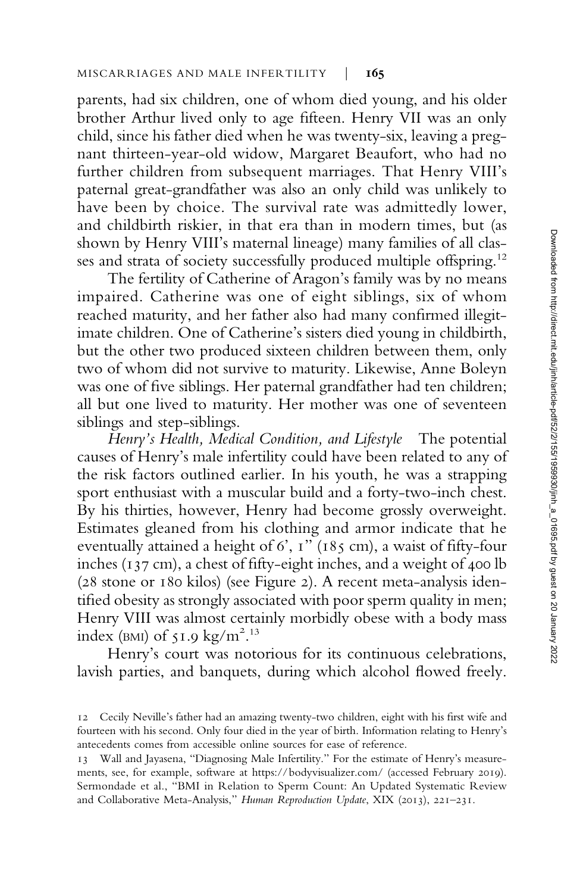parents, had six children, one of whom died young, and his older brother Arthur lived only to age fifteen. Henry VII was an only child, since his father died when he was twenty-six, leaving a pregnant thirteen-year-old widow, Margaret Beaufort, who had no further children from subsequent marriages. That Henry VIII's paternal great-grandfather was also an only child was unlikely to have been by choice. The survival rate was admittedly lower, and childbirth riskier, in that era than in modern times, but (as shown by Henry VIII's maternal lineage) many families of all classes and strata of society successfully produced multiple offspring.[12]

The fertility of Catherine of Aragon's family was by no means impaired. Catherine was one of eight siblings, six of whom reached maturity, and her father also had many confirmed illegitimate children. One of Catherine's sisters died young in childbirth, but the other two produced sixteen children between them, only two of whom did not survive to maturity. Likewise, Anne Boleyn was one of five siblings. Her paternal grandfather had ten children; all but one lived to maturity. Her mother was one of seventeen siblings and step-siblings.

*Henry's Health, Medical Condition, and Lifestyle* The potential causes of Henry's male infertility could have been related to any of the risk factors outlined earlier. In his youth, he was a strapping sport enthusiast with a muscular build and a forty-two-inch chest. By his thirties, however, Henry had become grossly overweight. Estimates gleaned from his clothing and armor indicate that he eventually attained a height of 6', 1'' (185 cm), a waist of fifty-four inches (137 cm), a chest of fifty-eight inches, and a weight of 400 lb (28 stone or 180 kilos) (see Figure 2). A recent meta-analysis identified obesity as strongly associated with poor sperm quality in men; Henry VIII was almost certainly morbidly obese with a body mass index (BMI) of 51.9 kg/$m^2$.[13]

Henry's court was notorious for its continuous celebrations, lavish parties, and banquets, during which alcohol flowed freely.

---

12 Cecily Neville's father had an amazing twenty-two children, eight with his first wife and fourteen with his second. Only four died in the year of birth. Information relating to Henry's antecedents comes from accessible online sources for ease of reference.

13 Wall and Jayasena, "Diagnosing Male Infertility." For the estimate of Henry's measurements, see, for example, software at https://bodyvisualizer.com/ (accessed February 2019). Sermondade et al., "BMI in Relation to Sperm Count: An Updated Systematic Review and Collaborative Meta-Analysis," *Human Reproduction Update*, XIX (2013), 221–231.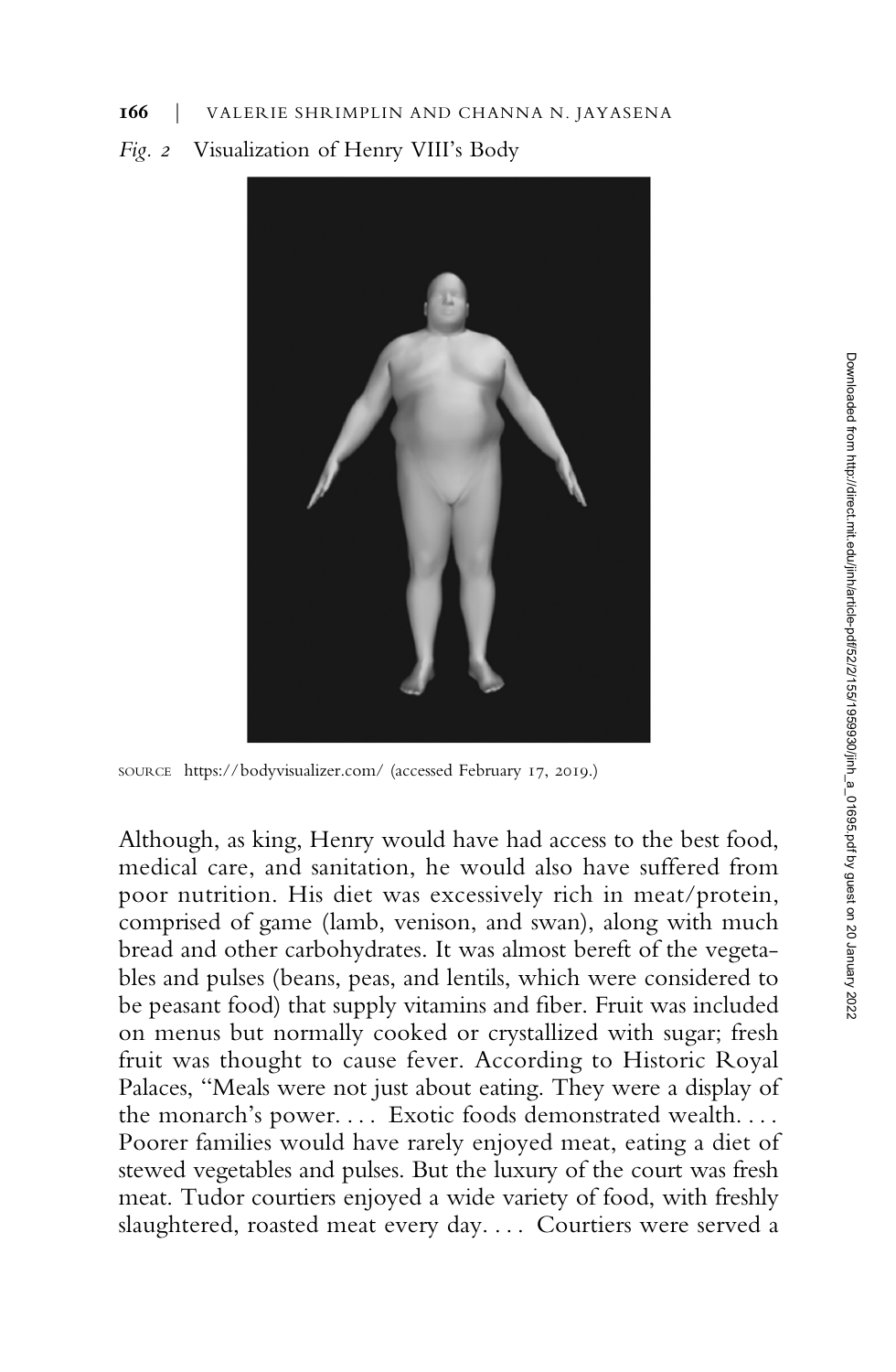*Fig. 2* Visualization of Henry VIII's Body

SOURCE https://bodyvisualizer.com/ (accessed February 17, 2019.)

Although, as king, Henry would have had access to the best food, medical care, and sanitation, he would also have suffered from poor nutrition. His diet was excessively rich in meat/protein, comprised of game (lamb, venison, and swan), along with much bread and other carbohydrates. It was almost bereft of the vegetables and pulses (beans, peas, and lentils, which were considered to be peasant food) that supply vitamins and fiber. Fruit was included on menus but normally cooked or crystallized with sugar; fresh fruit was thought to cause fever. According to Historic Royal Palaces, "Meals were not just about eating. They were a display of the monarch's power. . . . Exotic foods demonstrated wealth. . . . Poorer families would have rarely enjoyed meat, eating a diet of stewed vegetables and pulses. But the luxury of the court was fresh meat. Tudor courtiers enjoyed a wide variety of food, with freshly slaughtered, roasted meat every day. . . . Courtiers were served a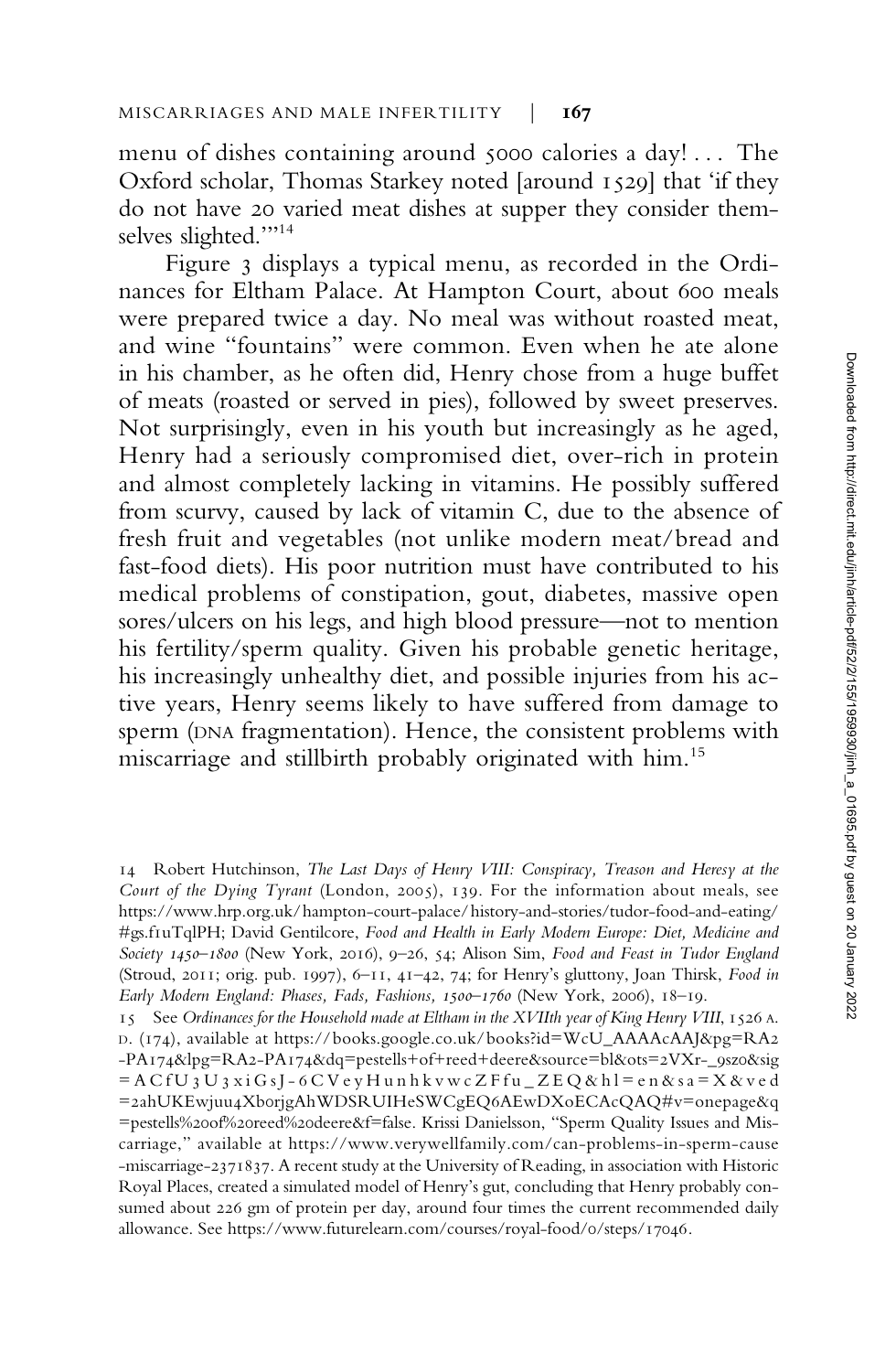menu of dishes containing around 5000 calories a day! . . . The Oxford scholar, Thomas Starkey noted [around 1529] that 'if they do not have 20 varied meat dishes at supper they consider themselves slighted.'"[14]

Figure 3 displays a typical menu, as recorded in the Ordinances for Eltham Palace. At Hampton Court, about 600 meals were prepared twice a day. No meal was without roasted meat, and wine "fountains" were common. Even when he ate alone in his chamber, as he often did, Henry chose from a huge buffet of meats (roasted or served in pies), followed by sweet preserves. Not surprisingly, even in his youth but increasingly as he aged, Henry had a seriously compromised diet, over-rich in protein and almost completely lacking in vitamins. He possibly suffered from scurvy, caused by lack of vitamin C, due to the absence of fresh fruit and vegetables (not unlike modern meat/bread and fast-food diets). His poor nutrition must have contributed to his medical problems of constipation, gout, diabetes, massive open sores/ulcers on his legs, and high blood pressure—not to mention his fertility/sperm quality. Given his probable genetic heritage, his increasingly unhealthy diet, and possible injuries from his active years, Henry seems likely to have suffered from damage to sperm (DNA fragmentation). Hence, the consistent problems with miscarriage and stillbirth probably originated with him.[15]

14 Robert Hutchinson, *The Last Days of Henry VIII: Conspiracy, Treason and Heresy at the Court of the Dying Tyrant* (London, 2005), 139. For the information about meals, see https://www.hrp.org.uk/hampton-court-palace/history-and-stories/tudor-food-and-eating/#gs.f1uTqlPH; David Gentilcore, *Food and Health in Early Modern Europe: Diet, Medicine and Society 1450–1800* (New York, 2016), 9–26, 54; Alison Sim, *Food and Feast in Tudor England* (Stroud, 2011; orig. pub. 1997), 6–11, 41–42, 74; for Henry's gluttony, Joan Thirsk, *Food in Early Modern England: Phases, Fads, Fashions, 1500–1760* (New York, 2006), 18–19.

15 See *Ordinances for the Household made at Eltham in the XVIIth year of King Henry VIII*, 1526 A.D. (174), available at https://books.google.co.uk/books?id=WcU_AAAAcAAJ&pg=RA2-PA174&lpg=RA2-PA174&dq=pestells+of+reed+deere&source=bl&ots=2VXr-_9sz0&sig=ACfU3U3xiGsJ-6CVeyHunhkvwcZFfu_ZEQ&hl=en&sa=X&ved=2ahUKEwjuu4XborjgAhWDSRUIHeSWCgEQ6AEwDXoECAcQAQ#v=onepage&q=pestells%20of%20reed%20deere&f=false. Krissi Danielsson, "Sperm Quality Issues and Miscarriage," available at https://www.verywellfamily.com/can-problems-in-sperm-cause-miscarriage-2371837. A recent study at the University of Reading, in association with Historic Royal Places, created a simulated model of Henry's gut, concluding that Henry probably consumed about 226 gm of protein per day, around four times the current recommended daily allowance. See https://www.futurelearn.com/courses/royal-food/0/steps/17046.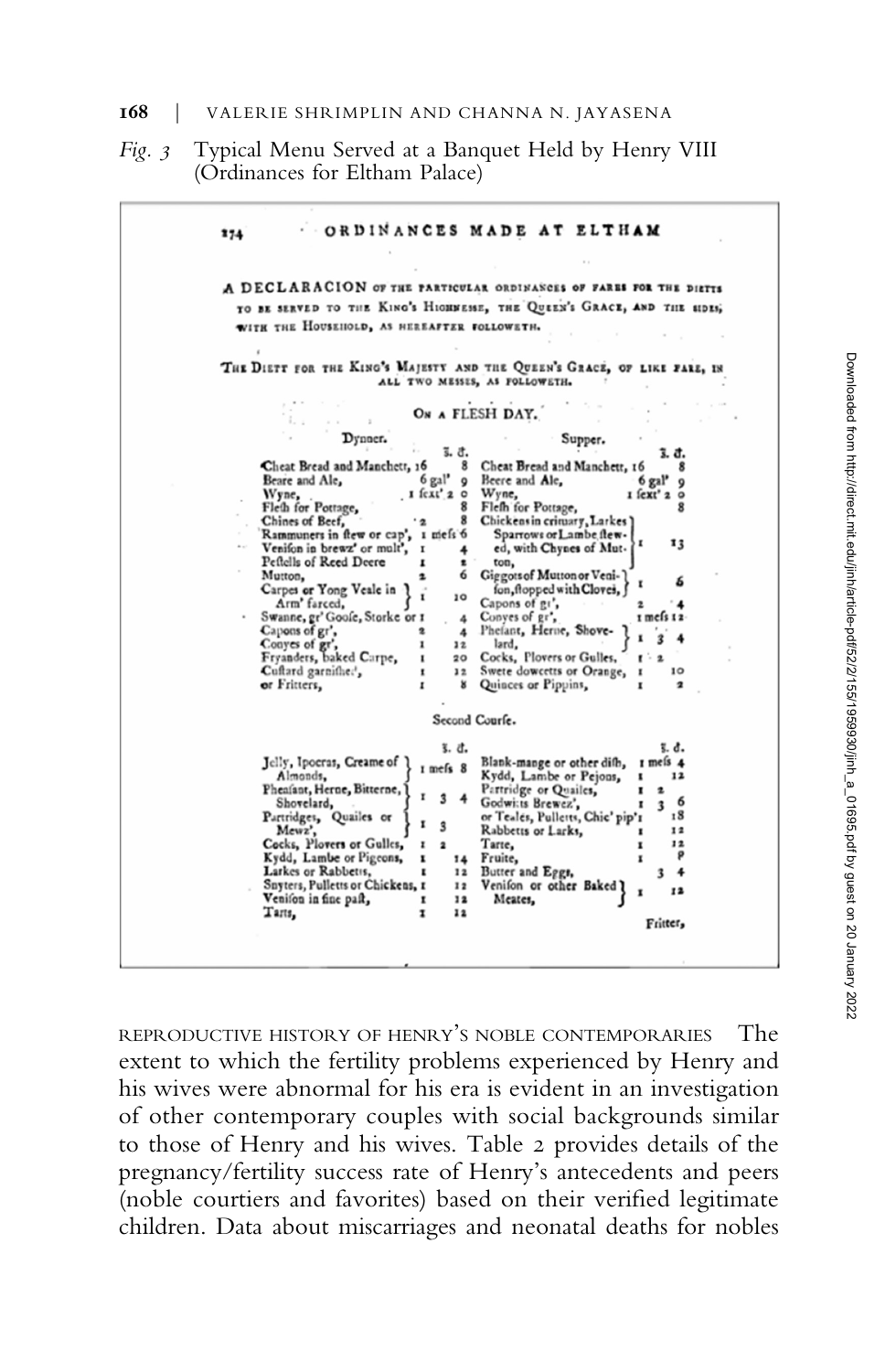*Fig. 3* Typical Menu Served at a Banquet Held by Henry VIII (Ordinances for Eltham Palace)

174 ORDINANCES MADE AT ELTHAM

A DECLARACION OF THE PARTICULAR ORDINANCES OF FARES FOR THE DIETTS TO BE SERVED TO THE KING'S HIGHNESSE, THE QUEEN'S GRACE, AND THE SIDES, WITH THE HOUSEHOLD, AS HEREAFTER FOLLOWETH.

THE DIETT FOR THE KING'S MAJESTY AND THE QUEEN'S GRACE, OF LIKE FARE, IN ALL TWO MESSES, AS FOLLOWETH.

ON A FLESH DAY.

| Dynner. | | s. d. | Supper. | | s. d. |
|---|---|---|---|---|---|
| Cheat Bread and Manchett, | 16 | 8 | Cheat Bread and Manchett, | 16 | 8 |
| Beare and Ale, | 6 gal' | 9 | Beere and Ale, | 6 gal' | 9 |
| Wyne, | 1 sext' | 2 0 | Wyne, | 1 sext' | 2 0 |
| Flesh for Pottage, | | 8 | Flesh for Pottage, | | 8 |
| Chines of Beef, | 2 | 8 | Chickens in critary, Larkes Sparrows or Lambe stewed, with Chynes of Mutton, | 1 | 13 |
| Rammuners in stew or cap', | 1 mess | 6 | | | |
| Venison in brewz' or mult', | 1 | 4 | | | |
| Pestells of Reed Deere | 1 | 2 | | | |
| Mutton, | 2 | 6 | Giggots of Mutton or Venison, stopped with Cloves, | 1 | 6 |
| Carpes or Yong Veale in Arm' farced, | 1 | 10 | Capons of gr', | 2 | 4 |
| Swanne, gr' Goose, Storke or | 1 | 4 | Conyes of gr', | 1 mess | 12 |
| Capons of gr', | 2 | 4 | Phesant, Herne, Shoveard, | 1 | 3 4 |
| Conyes of gr', | 1 | 12 | | | |
| Fryanders, baked Carpe, | 1 | 20 | Cocks, Plovers or Gulles, | 1 | 2 |
| Custard garnished, | 1 | 12 | Swete dowcetts or Orange, | 1 | 10 |
| or Fritters, | 1 | 8 | Quinces or Pippins, | 1 | 2 |

Second Course.

| | | s. d. | | | s. d. |
|---|---|---|---|---|---|
| Jelly, Ipocras, Creame of Almonds, | 1 mess | 8 | Blank-mange or other dish, | 1 mess | 4 |
| Pheasant, Herne, Bitterne, Shovelard, | 1 | 3 4 | Kydd, Lambe or Pejons, | 1 | 12 |
| Partridges, Quailes or Mewz', | 1 | 3 | Partridge or Quailes, | 1 | 2 |
| Cocks, Plovers or Gulles, | 1 | 2 | Godwits Brewez', | 1 | 3 6 |
| Kydd, Lambe or Pigeons, | 1 | 14 | or Teales, Pulletts, Chic' pip' | 1 | 18 |
| Larkes or Rabbetts, | 1 | 12 | Rabbetts or Larks, | 1 | 12 |
| Snyters, Pulletts or Chickens, | 1 | 12 | Tarte, | 1 | 12 |
| Venison in fine past, | 1 | 12 | Fruite, | 1 | 8 |
| Tarts, | 1 | 12 | Butter and Eggs, | | 3 4 |
| | | | Venison or other Baked Meates, | 1 | 12 |
| | | | Fritter, | | |

REPRODUCTIVE HISTORY OF HENRY'S NOBLE CONTEMPORARIES The extent to which the fertility problems experienced by Henry and his wives were abnormal for his era is evident in an investigation of other contemporary couples with social backgrounds similar to those of Henry and his wives. Table 2 provides details of the pregnancy/fertility success rate of Henry's antecedents and peers (noble courtiers and favorites) based on their verified legitimate children. Data about miscarriages and neonatal deaths for nobles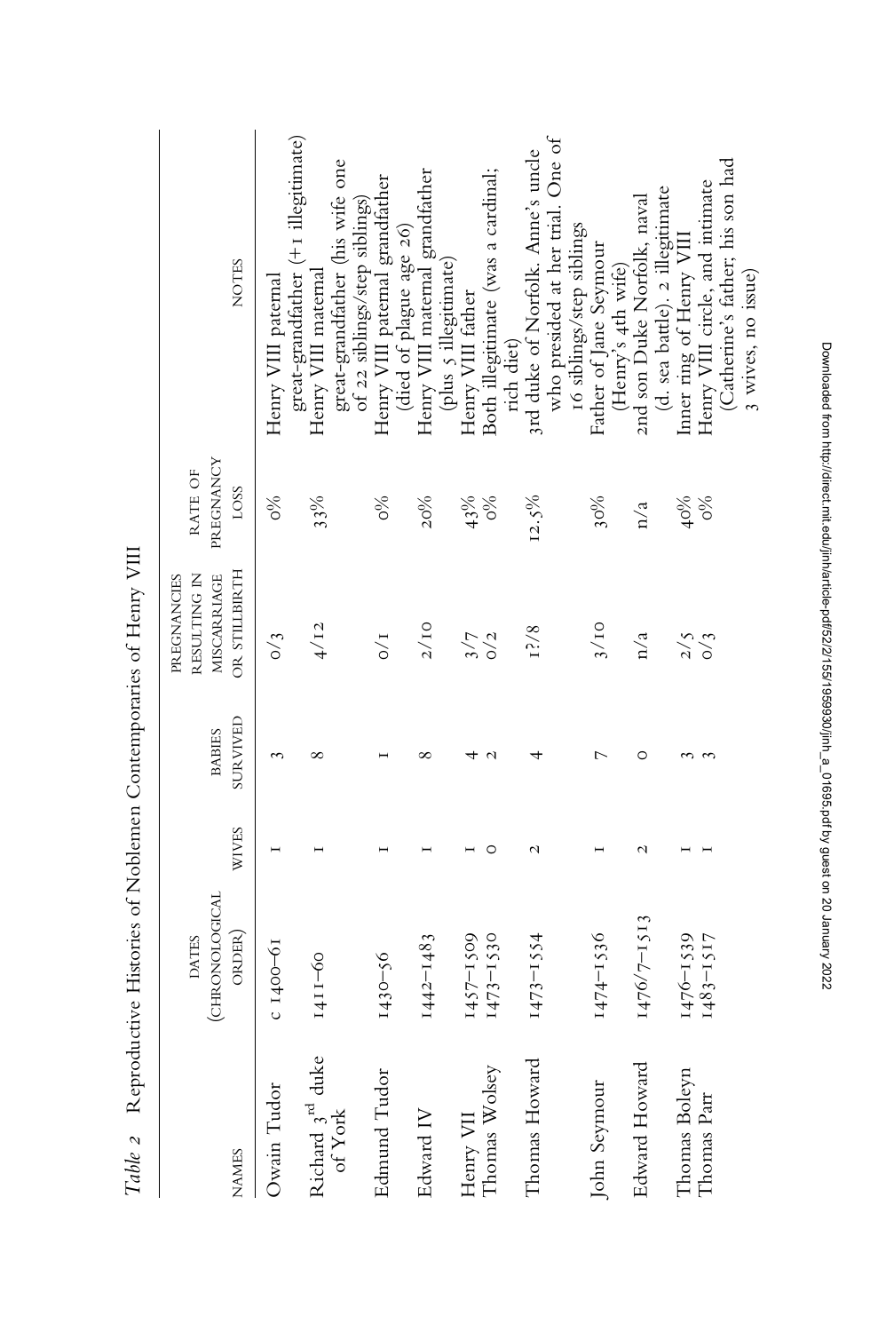*Table 2* Reproductive Histories of Noblemen Contemporaries of Henry VIII

| NAMES | DATES (CHRONOLOGICAL ORDER) | WIVES | BABIES SURVIVED | PREGNANCIES RESULTING IN MISCARRIAGE OR STILLBIRTH | RATE OF PREGNANCY LOSS | NOTES |
|---|---|---|---|---|---|---|
| Owain Tudor | c 1400–61 | 1 | 3 | 0/3 | 0% | Henry VIII paternal great-grandfather (+1 illegitimate) |
| Richard 3rd duke of York | 1411–60 | 1 | 8 | 4/12 | 33% | Henry VIII maternal great-grandfather (his wife one of 22 siblings/step siblings) |
| Edmund Tudor | 1430–56 | 1 | 1 | 0/1 | 0% | Henry VIII paternal grandfather (died of plague age 26) |
| Edward IV | 1442–1483 | 1 | 8 | 2/10 | 20% | Henry VIII maternal grandfather (plus 5 illegitimate) |
| Henry VII | 1457–1509 | 1 | 4 | 3/7 | 43% | Henry VIII father |
| Thomas Wolsey | 1473–1530 | 0 | 2 | 0/2 | 0% | Both illegitimate (was a cardinal; rich diet) |
| Thomas Howard | 1473–1554 | 2 | 4 | 1?/8 | 12.5% | 3rd duke of Norfolk. Anne's uncle who presided at her trial. One of 16 siblings/step siblings |
| John Seymour | 1474–1536 | 1 | 7 | 3/10 | 30% | Father of Jane Seymour (Henry's 4th wife) |
| Edward Howard | 1476/7–1513 | 2 | 0 | n/a | n/a | 2nd son Duke Norfolk, naval (d. sea battle). 2 illegitimate |
| Thomas Boleyn | 1476–1539 | 1 | 3 | 2/5 | 40% | Inner ring of Henry VIII |
| Thomas Parr | 1483–1517 | 1 | 3 | 0/3 | 0% | Henry VIII circle, and intimate (Catherine's father; his son had 3 wives, no issue) |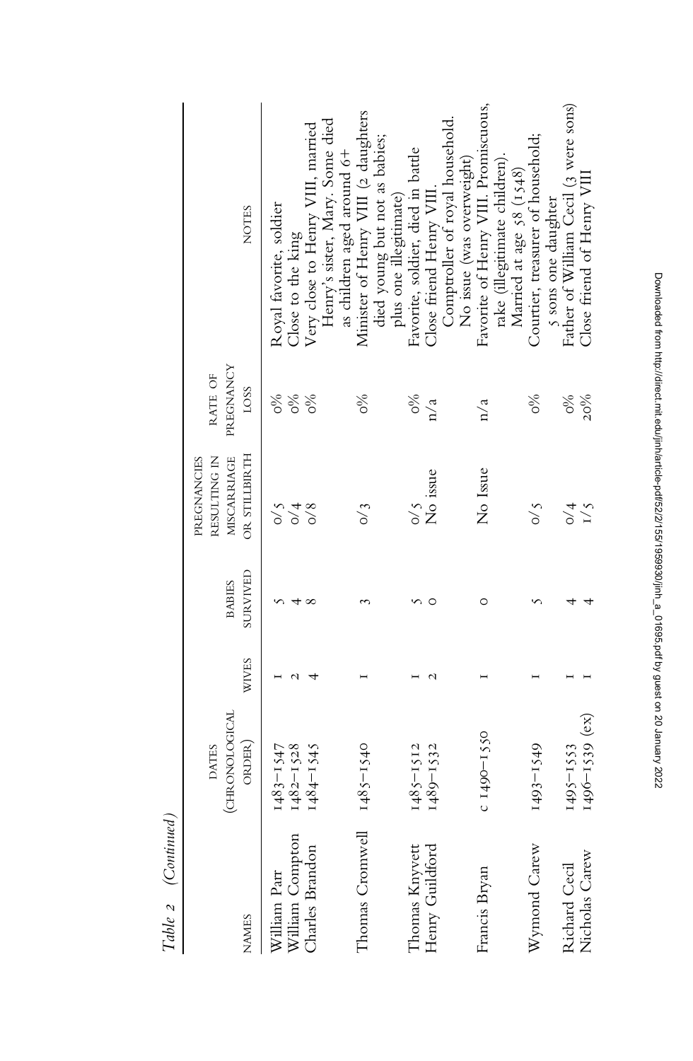*Table 2 (Continued)*

| NAMES | DATES (CHRONOLOGICAL ORDER) | WIVES | BABIES SURVIVED | PREGNANCIES RESULTING IN MISCARRIAGE OR STILLBIRTH | RATE OF PREGNANCY LOSS | NOTES |
|---|---|---|---|---|---|---|
| William Parr | 1483–1547 | 1 | 5 | 0/5 | 0% | Royal favorite, soldier |
| William Compton | 1482–1528 | 2 | 4 | 0/4 | 0% | Close to the king |
| Charles Brandon | 1484–1545 | 4 | 8 | 0/8 | 0% | Very close to Henry VIII, married Henry's sister, Mary. Some died as children aged around 6+ |
| Thomas Cromwell | 1485–1540 | 1 | 3 | 0/3 | 0% | Minister of Henry VIII (2 daughters died young but not as babies; plus one illegitimate) |
| Thomas Knyvett | 1485–1512 | 1 | 5 | 0/5 | 0% | Favorite, soldier, died in battle |
| Henry Guildford | 1489–1532 | 2 | 0 | No issue | n/a | Close friend Henry VIII. Comptroller of royal household. No issue (was overweight) |
| Francis Bryan | c 1490–1550 | 1 | 0 | No Issue | n/a | Favorite of Henry VIII. Promiscuous, rake (illegitimate children). Married at age 58 (1548) |
| Wymond Carew | 1493–1549 | 1 | 5 | 0/5 | 0% | Courtier, treasurer of household; 5 sons one daughter |
| Richard Cecil | 1495–1553 | 1 | 4 | 0/4 | 0% | Father of William Cecil (3 were sons) |
| Nicholas Carew | 1496–1539 (ex) | 1 | 4 | 1/5 | 20% | Close friend of Henry VIII |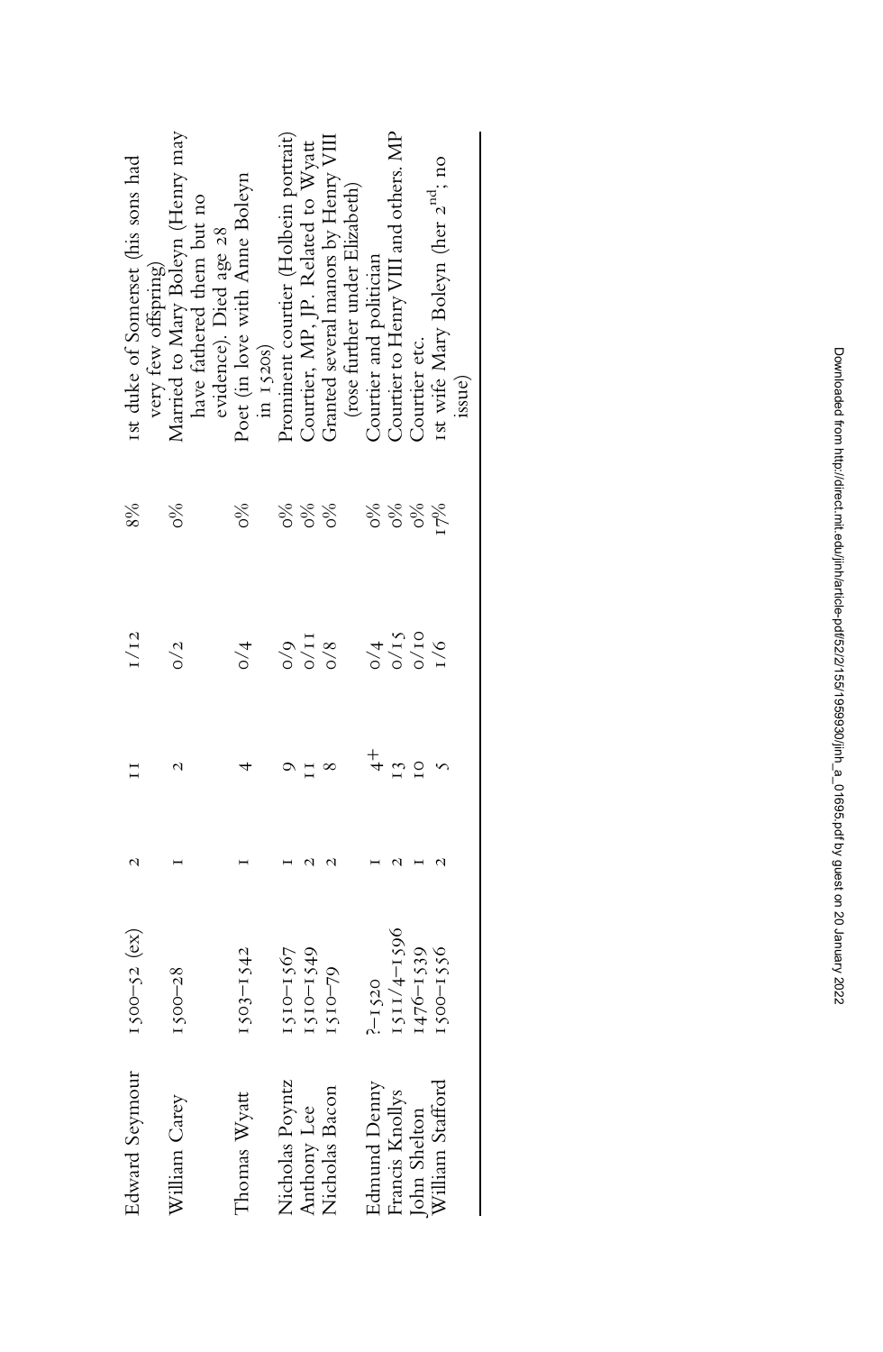| | | | | | | |
|---|---|---|---|---|---|---|
| Edward Seymour | 1500–52 (ex) | 2 | 11 | 1/12 | 8% | 1st duke of Somerset (his sons had very few offspring) |
| William Carey | 1500–28 | 1 | 2 | 0/2 | 0% | Married to Mary Boleyn (Henry may have fathered them but no evidence). Died age 28 |
| Thomas Wyatt | 1503–1542 | 1 | 4 | 0/4 | 0% | Poet (in love with Anne Boleyn in 1520s) |
| Nicholas Poyntz | 1510–1567 | 1 | 9 | 0/9 | 0% | Prominent courtier (Holbein portrait) |
| Anthony Lee | 1510–1549 | 2 | 11 | 0/11 | 0% | Courtier, MP, JP. Related to Wyatt |
| Nicholas Bacon | 1510–79 | 2 | 8 | 0/8 | 0% | Granted several manors by Henry VIII (rose further under Elizabeth) |
| Edmund Denny | ?–1520 | 1 | 4+ | 0/4 | 0% | Courtier and politician |
| Francis Knollys | 1511/4–1596 | 2 | 13 | 0/15 | 0% | Courtier to Henry VIII and others. MP |
| John Shelton | 1476–1539 | 1 | 10 | 0/10 | 0% | Courtier etc. |
| William Stafford | 1500–1556 | 2 | 5 | 1/6 | 17% | 1st wife Mary Boleyn (her 2nd; no issue) |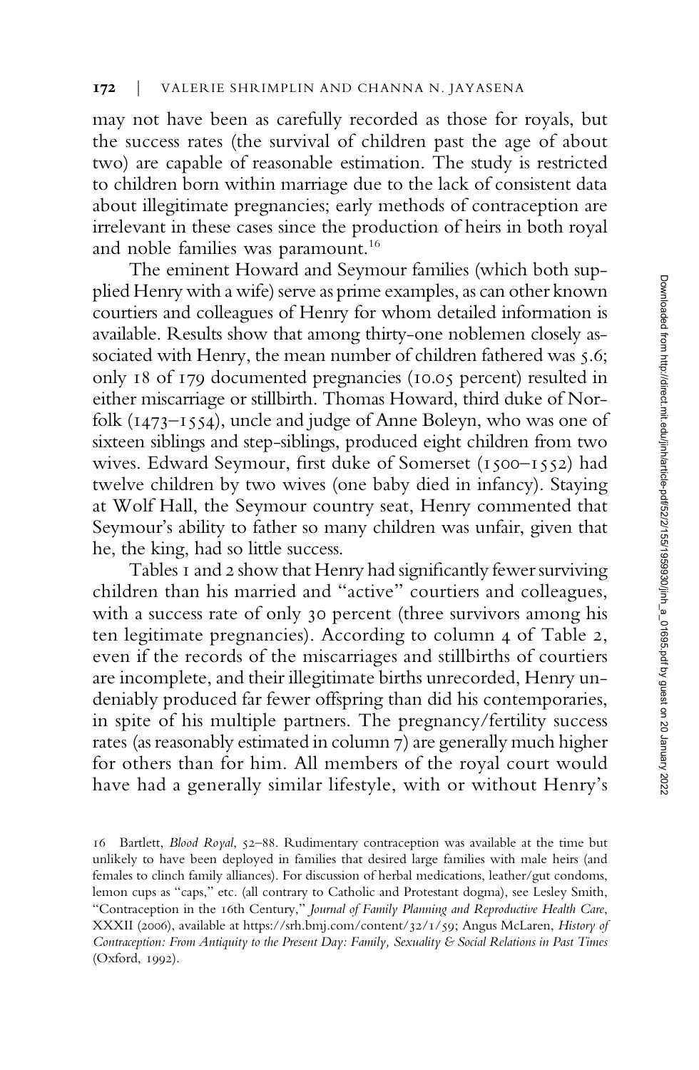may not have been as carefully recorded as those for royals, but the success rates (the survival of children past the age of about two) are capable of reasonable estimation. The study is restricted to children born within marriage due to the lack of consistent data about illegitimate pregnancies; early methods of contraception are irrelevant in these cases since the production of heirs in both royal and noble families was paramount.[16]

The eminent Howard and Seymour families (which both supplied Henry with a wife) serve as prime examples, as can other known courtiers and colleagues of Henry for whom detailed information is available. Results show that among thirty-one noblemen closely associated with Henry, the mean number of children fathered was 5.6; only 18 of 179 documented pregnancies (10.05 percent) resulted in either miscarriage or stillbirth. Thomas Howard, third duke of Norfolk (1473–1554), uncle and judge of Anne Boleyn, who was one of sixteen siblings and step-siblings, produced eight children from two wives. Edward Seymour, first duke of Somerset (1500–1552) had twelve children by two wives (one baby died in infancy). Staying at Wolf Hall, the Seymour country seat, Henry commented that Seymour's ability to father so many children was unfair, given that he, the king, had so little success.

Tables 1 and 2 show that Henry had significantly fewer surviving children than his married and "active" courtiers and colleagues, with a success rate of only 30 percent (three survivors among his ten legitimate pregnancies). According to column 4 of Table 2, even if the records of the miscarriages and stillbirths of courtiers are incomplete, and their illegitimate births unrecorded, Henry undeniably produced far fewer offspring than did his contemporaries, in spite of his multiple partners. The pregnancy/fertility success rates (as reasonably estimated in column 7) are generally much higher for others than for him. All members of the royal court would have had a generally similar lifestyle, with or without Henry's

16 Bartlett, *Blood Royal*, 52–88. Rudimentary contraception was available at the time but unlikely to have been deployed in families that desired large families with male heirs (and females to clinch family alliances). For discussion of herbal medications, leather/gut condoms, lemon cups as "caps," etc. (all contrary to Catholic and Protestant dogma), see Lesley Smith, "Contraception in the 16th Century," *Journal of Family Planning and Reproductive Health Care*, XXXII (2006), available at https://srh.bmj.com/content/32/1/59; Angus McLaren, *History of Contraception: From Antiquity to the Present Day: Family, Sexuality & Social Relations in Past Times* (Oxford, 1992).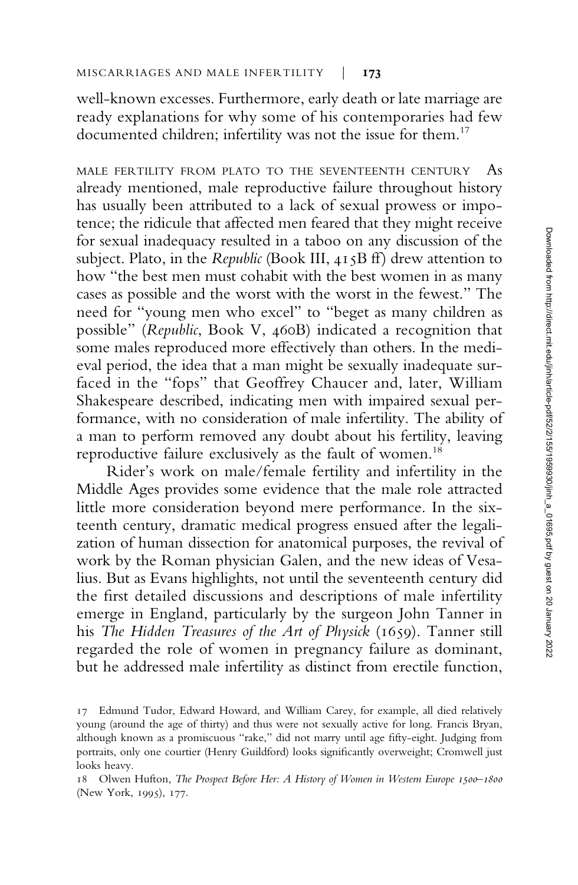well-known excesses. Furthermore, early death or late marriage are ready explanations for why some of his contemporaries had few documented children; infertility was not the issue for them.[17]

MALE FERTILITY FROM PLATO TO THE SEVENTEENTH CENTURY As already mentioned, male reproductive failure throughout history has usually been attributed to a lack of sexual prowess or impotence; the ridicule that affected men feared that they might receive for sexual inadequacy resulted in a taboo on any discussion of the subject. Plato, in the *Republic* (Book III, 415B ff) drew attention to how "the best men must cohabit with the best women in as many cases as possible and the worst with the worst in the fewest." The need for "young men who excel" to "beget as many children as possible" (*Republic*, Book V, 460B) indicated a recognition that some males reproduced more effectively than others. In the medieval period, the idea that a man might be sexually inadequate surfaced in the "fops" that Geoffrey Chaucer and, later, William Shakespeare described, indicating men with impaired sexual performance, with no consideration of male infertility. The ability of a man to perform removed any doubt about his fertility, leaving reproductive failure exclusively as the fault of women.[18]

Rider's work on male/female fertility and infertility in the Middle Ages provides some evidence that the male role attracted little more consideration beyond mere performance. In the sixteenth century, dramatic medical progress ensued after the legalization of human dissection for anatomical purposes, the revival of work by the Roman physician Galen, and the new ideas of Vesalius. But as Evans highlights, not until the seventeenth century did the first detailed discussions and descriptions of male infertility emerge in England, particularly by the surgeon John Tanner in his *The Hidden Treasures of the Art of Physick* (1659). Tanner still regarded the role of women in pregnancy failure as dominant, but he addressed male infertility as distinct from erectile function,

17 Edmund Tudor, Edward Howard, and William Carey, for example, all died relatively young (around the age of thirty) and thus were not sexually active for long. Francis Bryan, although known as a promiscuous "rake," did not marry until age fifty-eight. Judging from portraits, only one courtier (Henry Guildford) looks significantly overweight; Cromwell just looks heavy.

18 Olwen Hufton, *The Prospect Before Her: A History of Women in Western Europe 1500–1800* (New York, 1995), 177.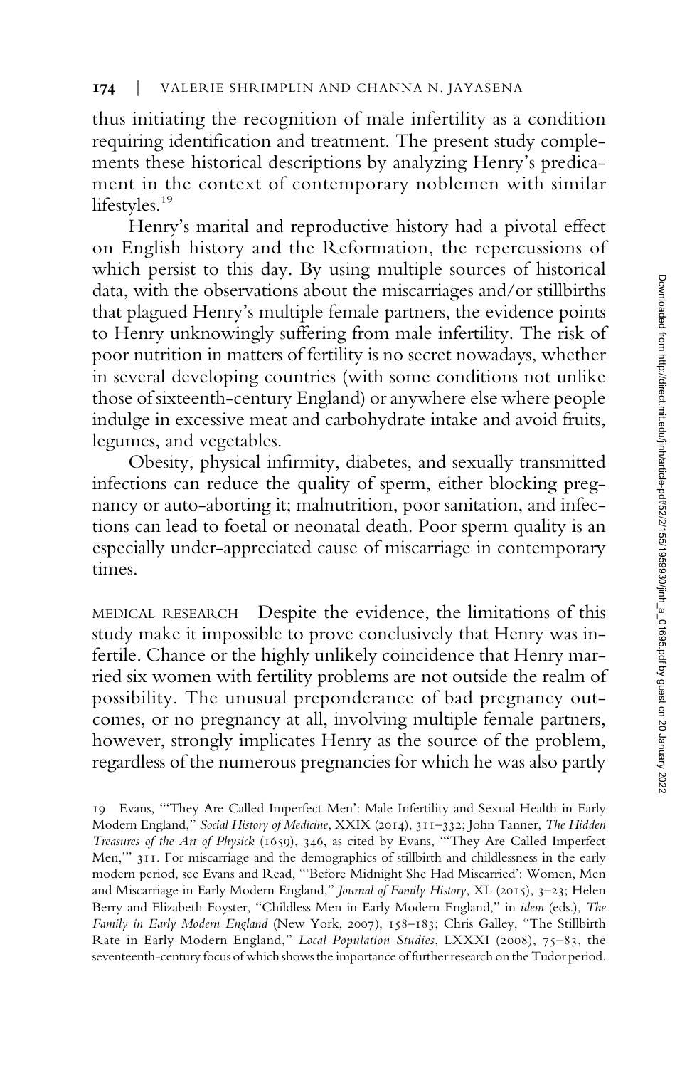thus initiating the recognition of male infertility as a condition requiring identification and treatment. The present study complements these historical descriptions by analyzing Henry's predicament in the context of contemporary noblemen with similar lifestyles.[19]

Henry's marital and reproductive history had a pivotal effect on English history and the Reformation, the repercussions of which persist to this day. By using multiple sources of historical data, with the observations about the miscarriages and/or stillbirths that plagued Henry's multiple female partners, the evidence points to Henry unknowingly suffering from male infertility. The risk of poor nutrition in matters of fertility is no secret nowadays, whether in several developing countries (with some conditions not unlike those of sixteenth-century England) or anywhere else where people indulge in excessive meat and carbohydrate intake and avoid fruits, legumes, and vegetables.

Obesity, physical infirmity, diabetes, and sexually transmitted infections can reduce the quality of sperm, either blocking pregnancy or auto-aborting it; malnutrition, poor sanitation, and infections can lead to foetal or neonatal death. Poor sperm quality is an especially under-appreciated cause of miscarriage in contemporary times.

MEDICAL RESEARCH Despite the evidence, the limitations of this study make it impossible to prove conclusively that Henry was infertile. Chance or the highly unlikely coincidence that Henry married six women with fertility problems are not outside the realm of possibility. The unusual preponderance of bad pregnancy outcomes, or no pregnancy at all, involving multiple female partners, however, strongly implicates Henry as the source of the problem, regardless of the numerous pregnancies for which he was also partly

19 Evans, "'They Are Called Imperfect Men': Male Infertility and Sexual Health in Early Modern England," *Social History of Medicine*, XXIX (2014), 311–332; John Tanner, *The Hidden Treasures of the Art of Physick* (1659), 346, as cited by Evans, "'They Are Called Imperfect Men,'" 311. For miscarriage and the demographics of stillbirth and childlessness in the early modern period, see Evans and Read, "'Before Midnight She Had Miscarried': Women, Men and Miscarriage in Early Modern England," *Journal of Family History*, XL (2015), 3–23; Helen Berry and Elizabeth Foyster, "Childless Men in Early Modern England," in *idem* (eds.), *The Family in Early Modern England* (New York, 2007), 158–183; Chris Galley, "The Stillbirth Rate in Early Modern England," *Local Population Studies*, LXXXI (2008), 75–83, the seventeenth-century focus of which shows the importance of further research on the Tudor period.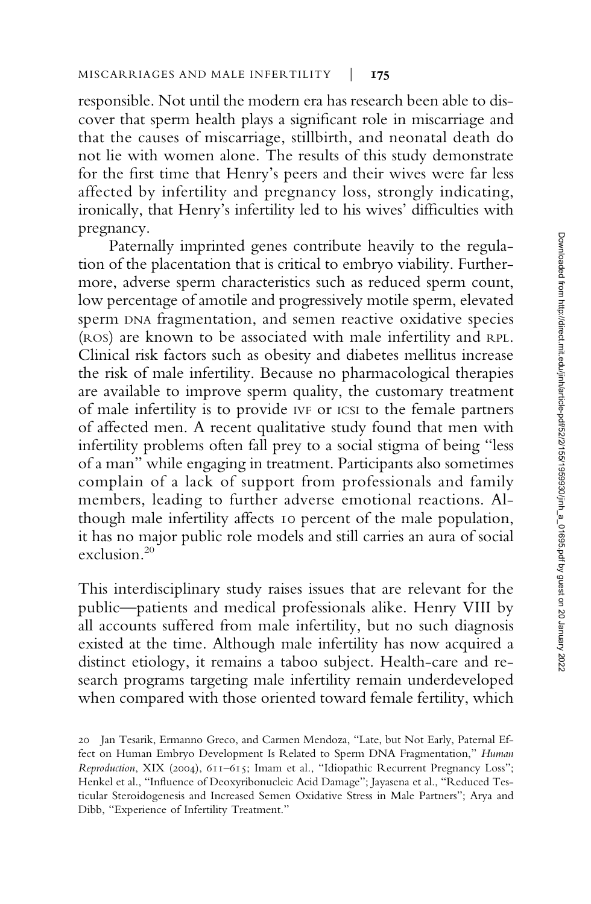responsible. Not until the modern era has research been able to discover that sperm health plays a significant role in miscarriage and that the causes of miscarriage, stillbirth, and neonatal death do not lie with women alone. The results of this study demonstrate for the first time that Henry's peers and their wives were far less affected by infertility and pregnancy loss, strongly indicating, ironically, that Henry's infertility led to his wives' difficulties with pregnancy.

Paternally imprinted genes contribute heavily to the regulation of the placentation that is critical to embryo viability. Furthermore, adverse sperm characteristics such as reduced sperm count, low percentage of amotile and progressively motile sperm, elevated sperm DNA fragmentation, and semen reactive oxidative species (ROS) are known to be associated with male infertility and RPL. Clinical risk factors such as obesity and diabetes mellitus increase the risk of male infertility. Because no pharmacological therapies are available to improve sperm quality, the customary treatment of male infertility is to provide IVF or ICSI to the female partners of affected men. A recent qualitative study found that men with infertility problems often fall prey to a social stigma of being "less of a man" while engaging in treatment. Participants also sometimes complain of a lack of support from professionals and family members, leading to further adverse emotional reactions. Although male infertility affects 10 percent of the male population, it has no major public role models and still carries an aura of social exclusion.[20]

This interdisciplinary study raises issues that are relevant for the public—patients and medical professionals alike. Henry VIII by all accounts suffered from male infertility, but no such diagnosis existed at the time. Although male infertility has now acquired a distinct etiology, it remains a taboo subject. Health-care and research programs targeting male infertility remain underdeveloped when compared with those oriented toward female fertility, which

20 Jan Tesarik, Ermanno Greco, and Carmen Mendoza, "Late, but Not Early, Paternal Effect on Human Embryo Development Is Related to Sperm DNA Fragmentation," *Human Reproduction*, XIX (2004), 611–615; Imam et al., "Idiopathic Recurrent Pregnancy Loss"; Henkel et al., "Influence of Deoxyribonucleic Acid Damage"; Jayasena et al., "Reduced Testicular Steroidogenesis and Increased Semen Oxidative Stress in Male Partners"; Arya and Dibb, "Experience of Infertility Treatment."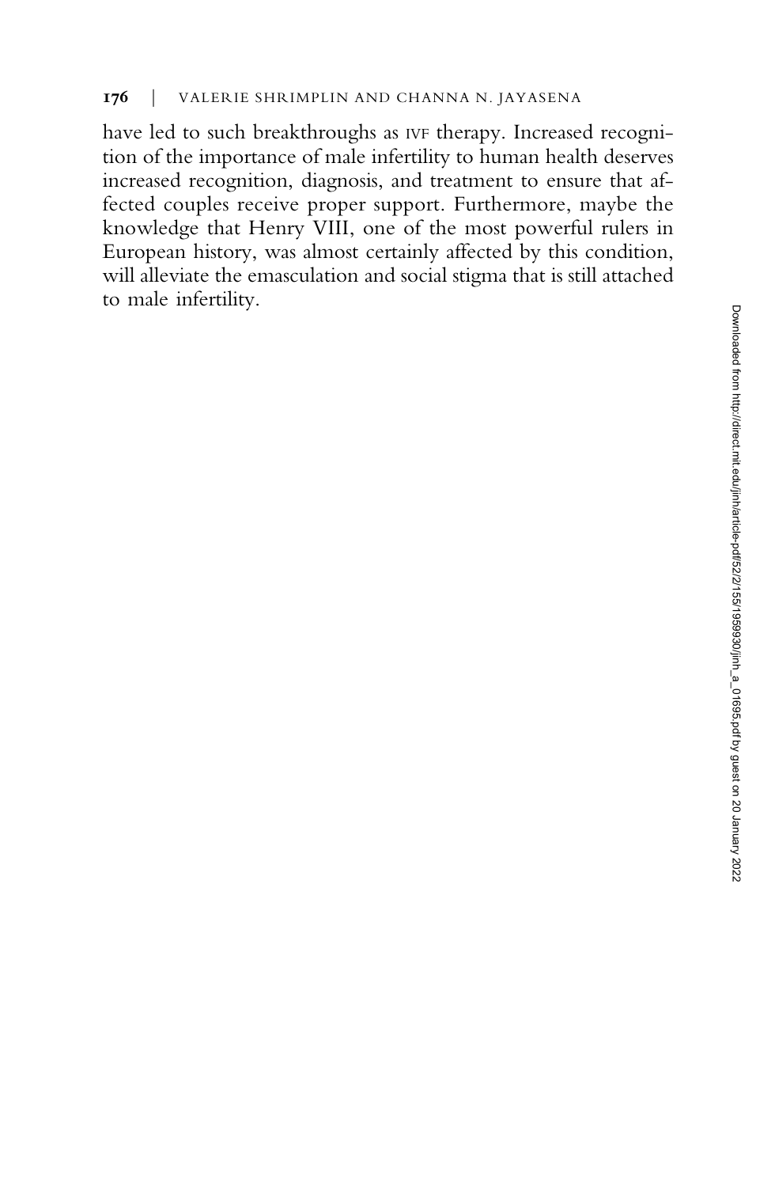have led to such breakthroughs as IVF therapy. Increased recognition of the importance of male infertility to human health deserves increased recognition, diagnosis, and treatment to ensure that affected couples receive proper support. Furthermore, maybe the knowledge that Henry VIII, one of the most powerful rulers in European history, was almost certainly affected by this condition, will alleviate the emasculation and social stigma that is still attached to male infertility.